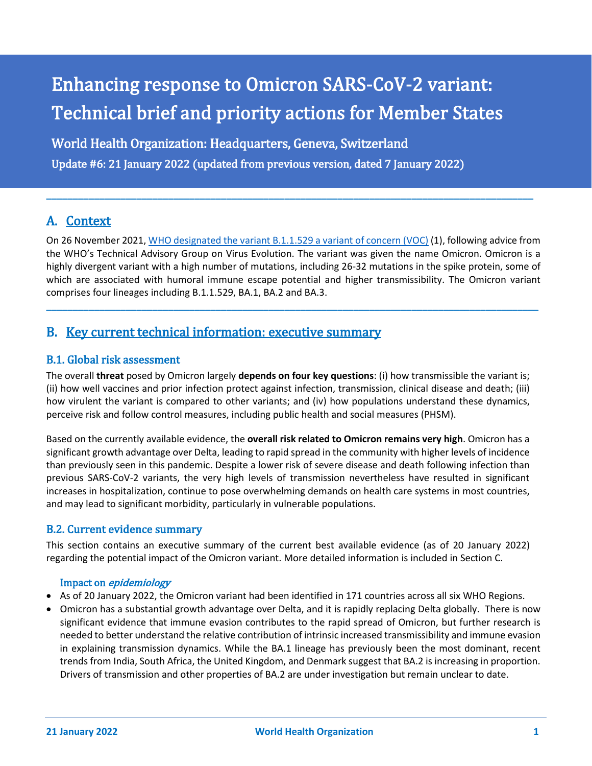# Enhancing response to Omicron SARS-CoV-2 variant: Technical brief and priority actions for Member States

## World Health Organization: Headquarters, Geneva, Switzerland

**Update #6: 21 January 2022 (updated from previous version, dated 7 January 2022)**

---

## A. Context

On 26 November 2021, WHO designated the variant B.1.1.529 a variant of concern (VOC) (1), following advice from the WHO's Technical Advisory Group on Virus Evolution. The variant was given the name Omicron. Omicron is a highly divergent variant with a high number of mutations, including 26-32 mutations in the spike protein, some of which are associated with humoral immune escape potential and higher transmissibility. The Omicron variant comprises four lineages including B.1.1.529, BA.1, BA.2 and BA.3.

---

## B. Key current technical information: executive summary

### B.1. Global risk assessment

The overall **threat** posed by Omicron largely **depends on four key questions**: (i) how transmissible the variant is; (ii) how well vaccines and prior infection protect against infection, transmission, clinical disease and death; (iii) how virulent the variant is compared to other variants; and (iv) how populations understand these dynamics, perceive risk and follow control measures, including public health and social measures (PHSM).

Based on the currently available evidence, the **overall risk related to Omicron remains very high**. Omicron has a significant growth advantage over Delta, leading to rapid spread in the community with higher levels of incidence than previously seen in this pandemic. Despite a lower risk of severe disease and death following infection than previous SARS-CoV-2 variants, the very high levels of transmission nevertheless have resulted in significant increases in hospitalization, continue to pose overwhelming demands on health care systems in most countries, and may lead to significant morbidity, particularly in vulnerable populations.

### B.2. Current evidence summary

This section contains an executive summary of the current best available evidence (as of 20 January 2022) regarding the potential impact of the Omicron variant. More detailed information is included in Section C.

#### Impact on *epidemiology*

- As of 20 January 2022, the Omicron variant had been identified in 171 countries across all six WHO Regions.
- Omicron has a substantial growth advantage over Delta, and it is rapidly replacing Delta globally. There is now significant evidence that immune evasion contributes to the rapid spread of Omicron, but further research is needed to better understand the relative contribution of intrinsic increased transmissibility and immune evasion in explaining transmission dynamics. While the BA.1 lineage has previously been the most dominant, recent trends from India, South Africa, the United Kingdom, and Denmark suggest that BA.2 is increasing in proportion. Drivers of transmission and other properties of BA.2 are under investigation but remain unclear to date.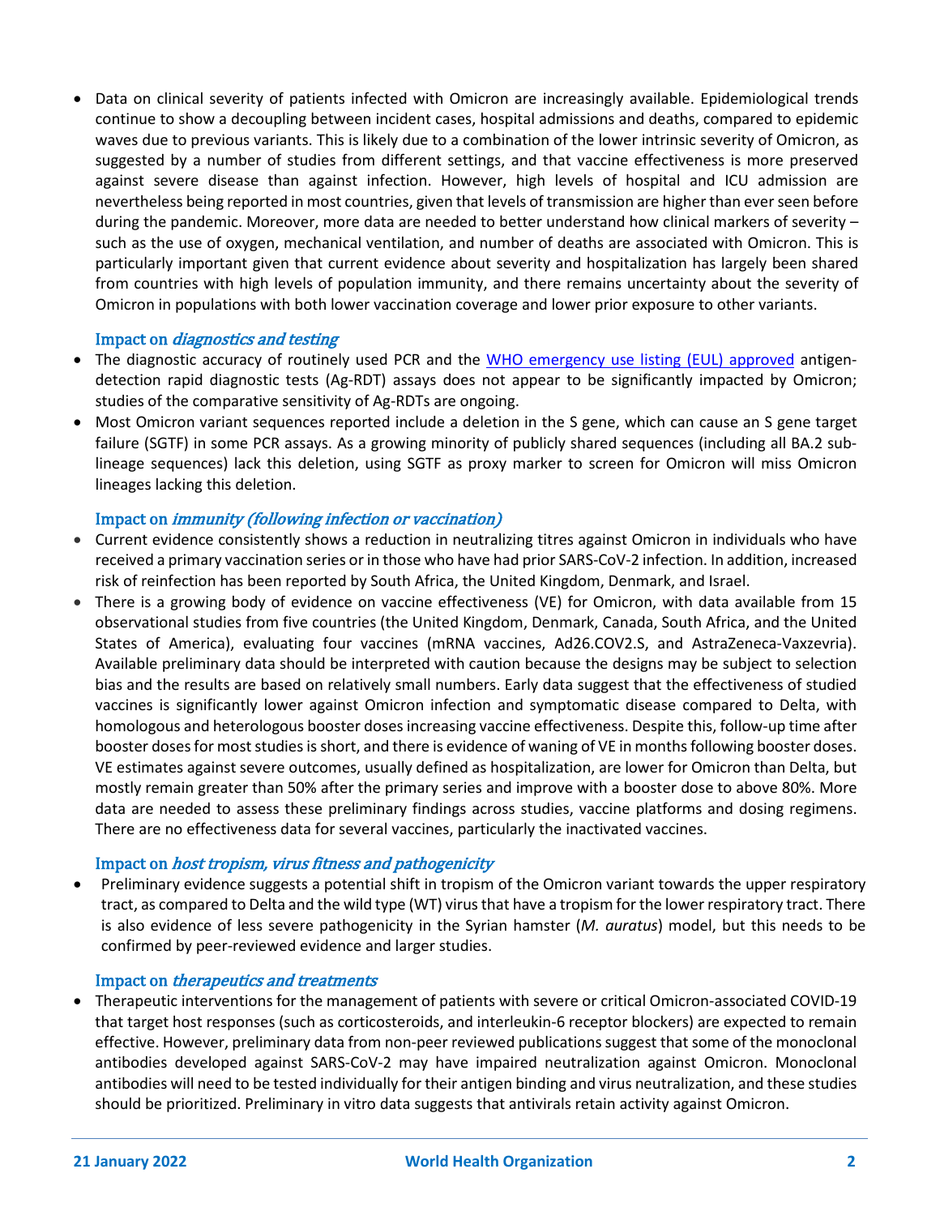- Data on clinical severity of patients infected with Omicron are increasingly available. Epidemiological trends continue to show a decoupling between incident cases, hospital admissions and deaths, compared to epidemic waves due to previous variants. This is likely due to a combination of the lower intrinsic severity of Omicron, as suggested by a number of studies from different settings, and that vaccine effectiveness is more preserved against severe disease than against infection. However, high levels of hospital and ICU admission are nevertheless being reported in most countries, given that levels of transmission are higher than ever seen before during the pandemic. Moreover, more data are needed to better understand how clinical markers of severity – such as the use of oxygen, mechanical ventilation, and number of deaths are associated with Omicron. This is particularly important given that current evidence about severity and hospitalization has largely been shared from countries with high levels of population immunity, and there remains uncertainty about the severity of Omicron in populations with both lower vaccination coverage and lower prior exposure to other variants.

### Impact on *diagnostics and testing*

- The diagnostic accuracy of routinely used PCR and the [WHO emergency use listing (EUL) approved](https://) antigen-detection rapid diagnostic tests (Ag-RDT) assays does not appear to be significantly impacted by Omicron; studies of the comparative sensitivity of Ag-RDTs are ongoing.
- Most Omicron variant sequences reported include a deletion in the S gene, which can cause an S gene target failure (SGTF) in some PCR assays. As a growing minority of publicly shared sequences (including all BA.2 sub-lineage sequences) lack this deletion, using SGTF as proxy marker to screen for Omicron will miss Omicron lineages lacking this deletion.

### Impact on *immunity (following infection or vaccination)*

- Current evidence consistently shows a reduction in neutralizing titres against Omicron in individuals who have received a primary vaccination series or in those who have had prior SARS-CoV-2 infection. In addition, increased risk of reinfection has been reported by South Africa, the United Kingdom, Denmark, and Israel.
- There is a growing body of evidence on vaccine effectiveness (VE) for Omicron, with data available from 15 observational studies from five countries (the United Kingdom, Denmark, Canada, South Africa, and the United States of America), evaluating four vaccines (mRNA vaccines, Ad26.COV2.S, and AstraZeneca-Vaxzevria). Available preliminary data should be interpreted with caution because the designs may be subject to selection bias and the results are based on relatively small numbers. Early data suggest that the effectiveness of studied vaccines is significantly lower against Omicron infection and symptomatic disease compared to Delta, with homologous and heterologous booster doses increasing vaccine effectiveness. Despite this, follow-up time after booster doses for most studies is short, and there is evidence of waning of VE in months following booster doses. VE estimates against severe outcomes, usually defined as hospitalization, are lower for Omicron than Delta, but mostly remain greater than 50% after the primary series and improve with a booster dose to above 80%. More data are needed to assess these preliminary findings across studies, vaccine platforms and dosing regimens. There are no effectiveness data for several vaccines, particularly the inactivated vaccines.

### Impact on *host tropism, virus fitness and pathogenicity*

- Preliminary evidence suggests a potential shift in tropism of the Omicron variant towards the upper respiratory tract, as compared to Delta and the wild type (WT) virus that have a tropism for the lower respiratory tract. There is also evidence of less severe pathogenicity in the Syrian hamster (*M. auratus*) model, but this needs to be confirmed by peer-reviewed evidence and larger studies.

### Impact on *therapeutics and treatments*

- Therapeutic interventions for the management of patients with severe or critical Omicron-associated COVID-19 that target host responses (such as corticosteroids, and interleukin-6 receptor blockers) are expected to remain effective. However, preliminary data from non-peer reviewed publications suggest that some of the monoclonal antibodies developed against SARS-CoV-2 may have impaired neutralization against Omicron. Monoclonal antibodies will need to be tested individually for their antigen binding and virus neutralization, and these studies should be prioritized. Preliminary in vitro data suggests that antivirals retain activity against Omicron.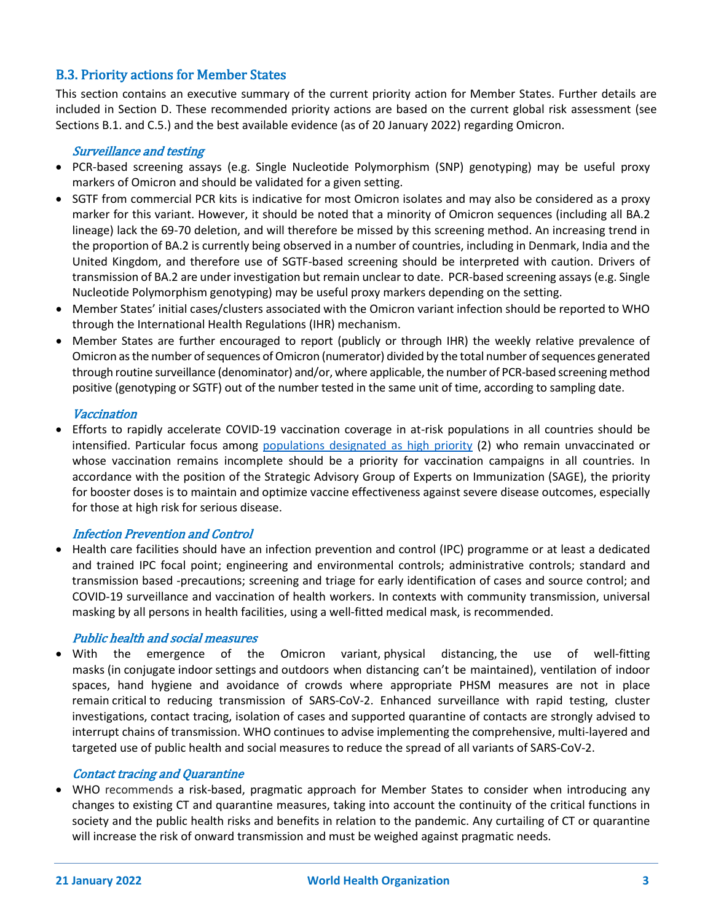## B.3. Priority actions for Member States

This section contains an executive summary of the current priority action for Member States. Further details are included in Section D. These recommended priority actions are based on the current global risk assessment (see Sections B.1. and C.5.) and the best available evidence (as of 20 January 2022) regarding Omicron.

### *Surveillance and testing*

- PCR-based screening assays (e.g. Single Nucleotide Polymorphism (SNP) genotyping) may be useful proxy markers of Omicron and should be validated for a given setting.
- SGTF from commercial PCR kits is indicative for most Omicron isolates and may also be considered as a proxy marker for this variant. However, it should be noted that a minority of Omicron sequences (including all BA.2 lineage) lack the 69-70 deletion, and will therefore be missed by this screening method. An increasing trend in the proportion of BA.2 is currently being observed in a number of countries, including in Denmark, India and the United Kingdom, and therefore use of SGTF-based screening should be interpreted with caution. Drivers of transmission of BA.2 are under investigation but remain unclear to date. PCR-based screening assays (e.g. Single Nucleotide Polymorphism genotyping) may be useful proxy markers depending on the setting.
- Member States' initial cases/clusters associated with the Omicron variant infection should be reported to WHO through the International Health Regulations (IHR) mechanism.
- Member States are further encouraged to report (publicly or through IHR) the weekly relative prevalence of Omicron as the number of sequences of Omicron (numerator) divided by the total number of sequences generated through routine surveillance (denominator) and/or, where applicable, the number of PCR-based screening method positive (genotyping or SGTF) out of the number tested in the same unit of time, according to sampling date.

### *Vaccination*

- Efforts to rapidly accelerate COVID-19 vaccination coverage in at-risk populations in all countries should be intensified. Particular focus among populations designated as high priority (2) who remain unvaccinated or whose vaccination remains incomplete should be a priority for vaccination campaigns in all countries. In accordance with the position of the Strategic Advisory Group of Experts on Immunization (SAGE), the priority for booster doses is to maintain and optimize vaccine effectiveness against severe disease outcomes, especially for those at high risk for serious disease.

### *Infection Prevention and Control*

- Health care facilities should have an infection prevention and control (IPC) programme or at least a dedicated and trained IPC focal point; engineering and environmental controls; administrative controls; standard and transmission based -precautions; screening and triage for early identification of cases and source control; and COVID-19 surveillance and vaccination of health workers. In contexts with community transmission, universal masking by all persons in health facilities, using a well-fitted medical mask, is recommended.

### *Public health and social measures*

- With the emergence of the Omicron variant, physical distancing, the use of well-fitting masks (in conjugate indoor settings and outdoors when distancing can't be maintained), ventilation of indoor spaces, hand hygiene and avoidance of crowds where appropriate PHSM measures are not in place remain critical to reducing transmission of SARS-CoV-2. Enhanced surveillance with rapid testing, cluster investigations, contact tracing, isolation of cases and supported quarantine of contacts are strongly advised to interrupt chains of transmission. WHO continues to advise implementing the comprehensive, multi-layered and targeted use of public health and social measures to reduce the spread of all variants of SARS-CoV-2.

### *Contact tracing and Quarantine*

- WHO recommends a risk-based, pragmatic approach for Member States to consider when introducing any changes to existing CT and quarantine measures, taking into account the continuity of the critical functions in society and the public health risks and benefits in relation to the pandemic. Any curtailing of CT or quarantine will increase the risk of onward transmission and must be weighed against pragmatic needs.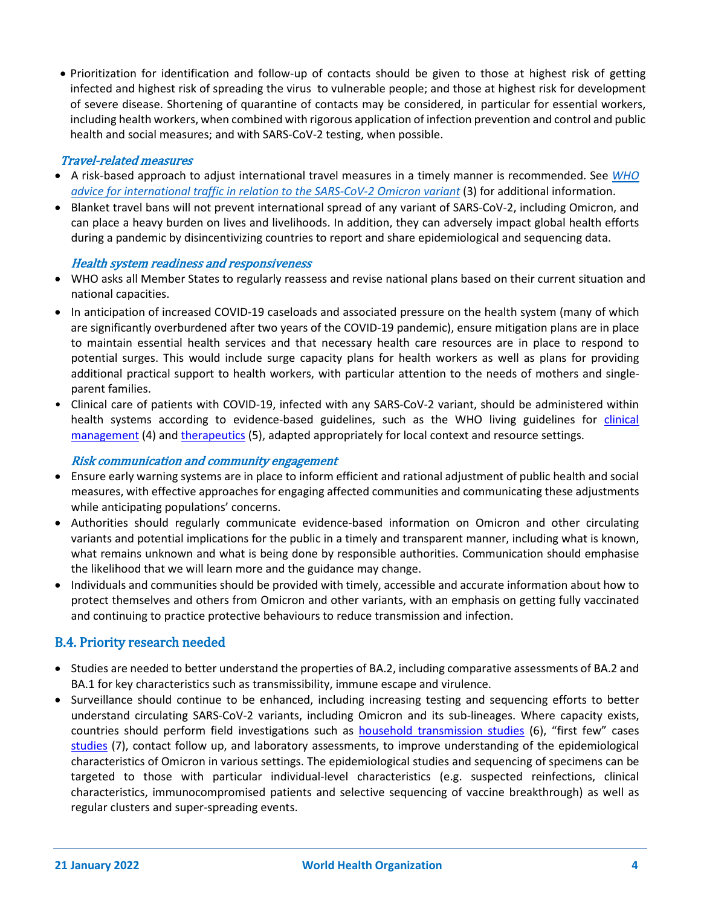- Prioritization for identification and follow-up of contacts should be given to those at highest risk of getting infected and highest risk of spreading the virus to vulnerable people; and those at highest risk for development of severe disease. Shortening of quarantine of contacts may be considered, in particular for essential workers, including health workers, when combined with rigorous application of infection prevention and control and public health and social measures; and with SARS-CoV-2 testing, when possible.

*Travel-related measures*

- A risk-based approach to adjust international travel measures in a timely manner is recommended. See *WHO advice for international traffic in relation to the SARS-CoV-2 Omicron variant* (3) for additional information.
- Blanket travel bans will not prevent international spread of any variant of SARS-CoV-2, including Omicron, and can place a heavy burden on lives and livelihoods. In addition, they can adversely impact global health efforts during a pandemic by disincentivizing countries to report and share epidemiological and sequencing data.

*Health system readiness and responsiveness*

- WHO asks all Member States to regularly reassess and revise national plans based on their current situation and national capacities.
- In anticipation of increased COVID-19 caseloads and associated pressure on the health system (many of which are significantly overburdened after two years of the COVID-19 pandemic), ensure mitigation plans are in place to maintain essential health services and that necessary health care resources are in place to respond to potential surges. This would include surge capacity plans for health workers as well as plans for providing additional practical support to health workers, with particular attention to the needs of mothers and single-parent families.
- Clinical care of patients with COVID-19, infected with any SARS-CoV-2 variant, should be administered within health systems according to evidence-based guidelines, such as the WHO living guidelines for clinical management (4) and therapeutics (5), adapted appropriately for local context and resource settings.

*Risk communication and community engagement*

- Ensure early warning systems are in place to inform efficient and rational adjustment of public health and social measures, with effective approaches for engaging affected communities and communicating these adjustments while anticipating populations' concerns.
- Authorities should regularly communicate evidence-based information on Omicron and other circulating variants and potential implications for the public in a timely and transparent manner, including what is known, what remains unknown and what is being done by responsible authorities. Communication should emphasise the likelihood that we will learn more and the guidance may change.
- Individuals and communities should be provided with timely, accessible and accurate information about how to protect themselves and others from Omicron and other variants, with an emphasis on getting fully vaccinated and continuing to practice protective behaviours to reduce transmission and infection.

## B.4. Priority research needed

- Studies are needed to better understand the properties of BA.2, including comparative assessments of BA.2 and BA.1 for key characteristics such as transmissibility, immune escape and virulence.
- Surveillance should continue to be enhanced, including increasing testing and sequencing efforts to better understand circulating SARS-CoV-2 variants, including Omicron and its sub-lineages. Where capacity exists, countries should perform field investigations such as household transmission studies (6), "first few" cases studies (7), contact follow up, and laboratory assessments, to improve understanding of the epidemiological characteristics of Omicron in various settings. The epidemiological studies and sequencing of specimens can be targeted to those with particular individual-level characteristics (e.g. suspected reinfections, clinical characteristics, immunocompromised patients and selective sequencing of vaccine breakthrough) as well as regular clusters and super-spreading events.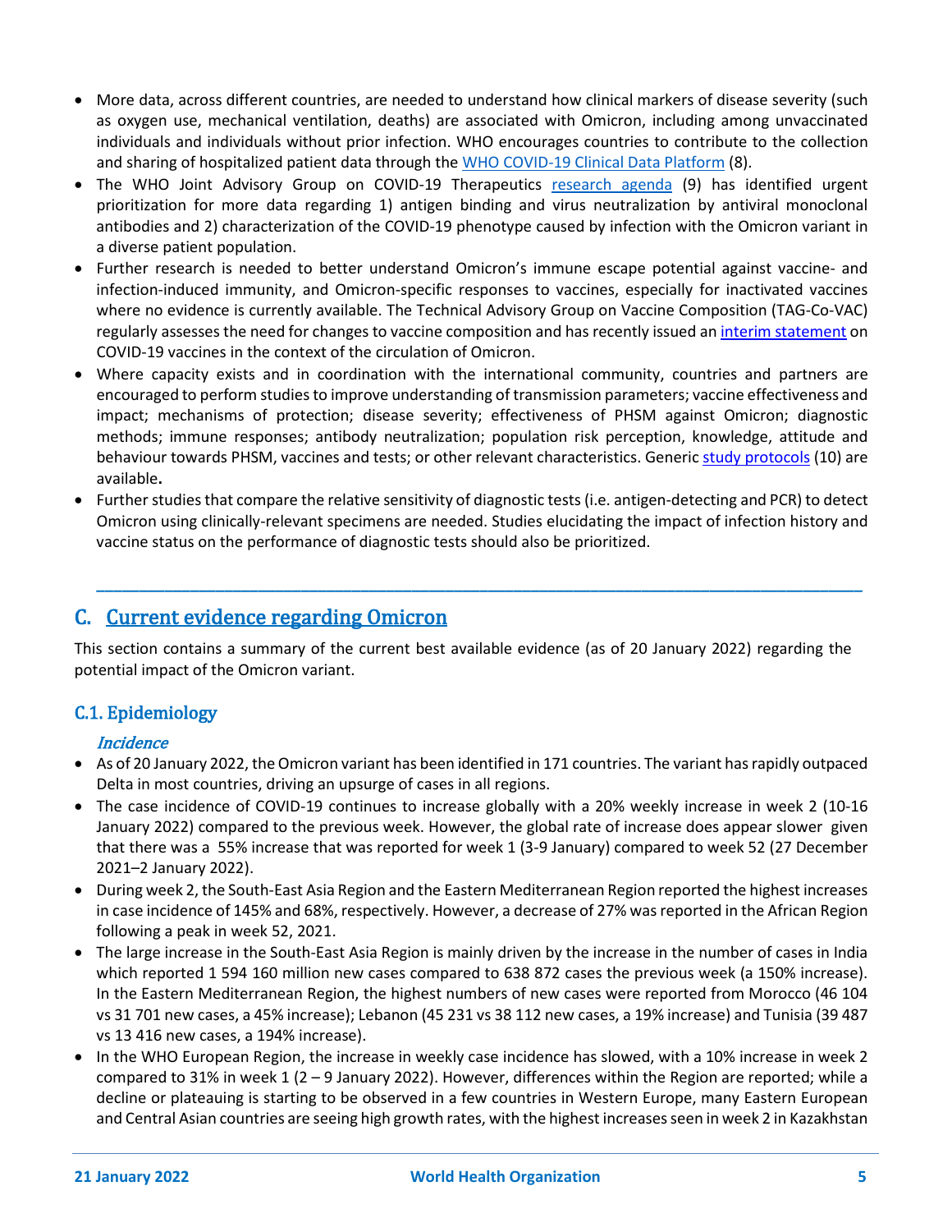- More data, across different countries, are needed to understand how clinical markers of disease severity (such as oxygen use, mechanical ventilation, deaths) are associated with Omicron, including among unvaccinated individuals and individuals without prior infection. WHO encourages countries to contribute to the collection and sharing of hospitalized patient data through the WHO COVID-19 Clinical Data Platform (8).
- The WHO Joint Advisory Group on COVID-19 Therapeutics research agenda (9) has identified urgent prioritization for more data regarding 1) antigen binding and virus neutralization by antiviral monoclonal antibodies and 2) characterization of the COVID-19 phenotype caused by infection with the Omicron variant in a diverse patient population.
- Further research is needed to better understand Omicron's immune escape potential against vaccine- and infection-induced immunity, and Omicron-specific responses to vaccines, especially for inactivated vaccines where no evidence is currently available. The Technical Advisory Group on Vaccine Composition (TAG-Co-VAC) regularly assesses the need for changes to vaccine composition and has recently issued an interim statement on COVID-19 vaccines in the context of the circulation of Omicron.
- Where capacity exists and in coordination with the international community, countries and partners are encouraged to perform studies to improve understanding of transmission parameters; vaccine effectiveness and impact; mechanisms of protection; disease severity; effectiveness of PHSM against Omicron; diagnostic methods; immune responses; antibody neutralization; population risk perception, knowledge, attitude and behaviour towards PHSM, vaccines and tests; or other relevant characteristics. Generic study protocols (10) are available**.**
- Further studies that compare the relative sensitivity of diagnostic tests (i.e. antigen-detecting and PCR) to detect Omicron using clinically-relevant specimens are needed. Studies elucidating the impact of infection history and vaccine status on the performance of diagnostic tests should also be prioritized.

---

## C. Current evidence regarding Omicron

This section contains a summary of the current best available evidence (as of 20 January 2022) regarding the potential impact of the Omicron variant.

### C.1. Epidemiology

#### *Incidence*

- As of 20 January 2022, the Omicron variant has been identified in 171 countries. The variant has rapidly outpaced Delta in most countries, driving an upsurge of cases in all regions.
- The case incidence of COVID-19 continues to increase globally with a 20% weekly increase in week 2 (10-16 January 2022) compared to the previous week. However, the global rate of increase does appear slower given that there was a 55% increase that was reported for week 1 (3-9 January) compared to week 52 (27 December 2021–2 January 2022).
- During week 2, the South-East Asia Region and the Eastern Mediterranean Region reported the highest increases in case incidence of 145% and 68%, respectively. However, a decrease of 27% was reported in the African Region following a peak in week 52, 2021.
- The large increase in the South-East Asia Region is mainly driven by the increase in the number of cases in India which reported 1 594 160 million new cases compared to 638 872 cases the previous week (a 150% increase). In the Eastern Mediterranean Region, the highest numbers of new cases were reported from Morocco (46 104 vs 31 701 new cases, a 45% increase); Lebanon (45 231 vs 38 112 new cases, a 19% increase) and Tunisia (39 487 vs 13 416 new cases, a 194% increase).
- In the WHO European Region, the increase in weekly case incidence has slowed, with a 10% increase in week 2 compared to 31% in week 1 (2 – 9 January 2022). However, differences within the Region are reported; while a decline or plateauing is starting to be observed in a few countries in Western Europe, many Eastern European and Central Asian countries are seeing high growth rates, with the highest increases seen in week 2 in Kazakhstan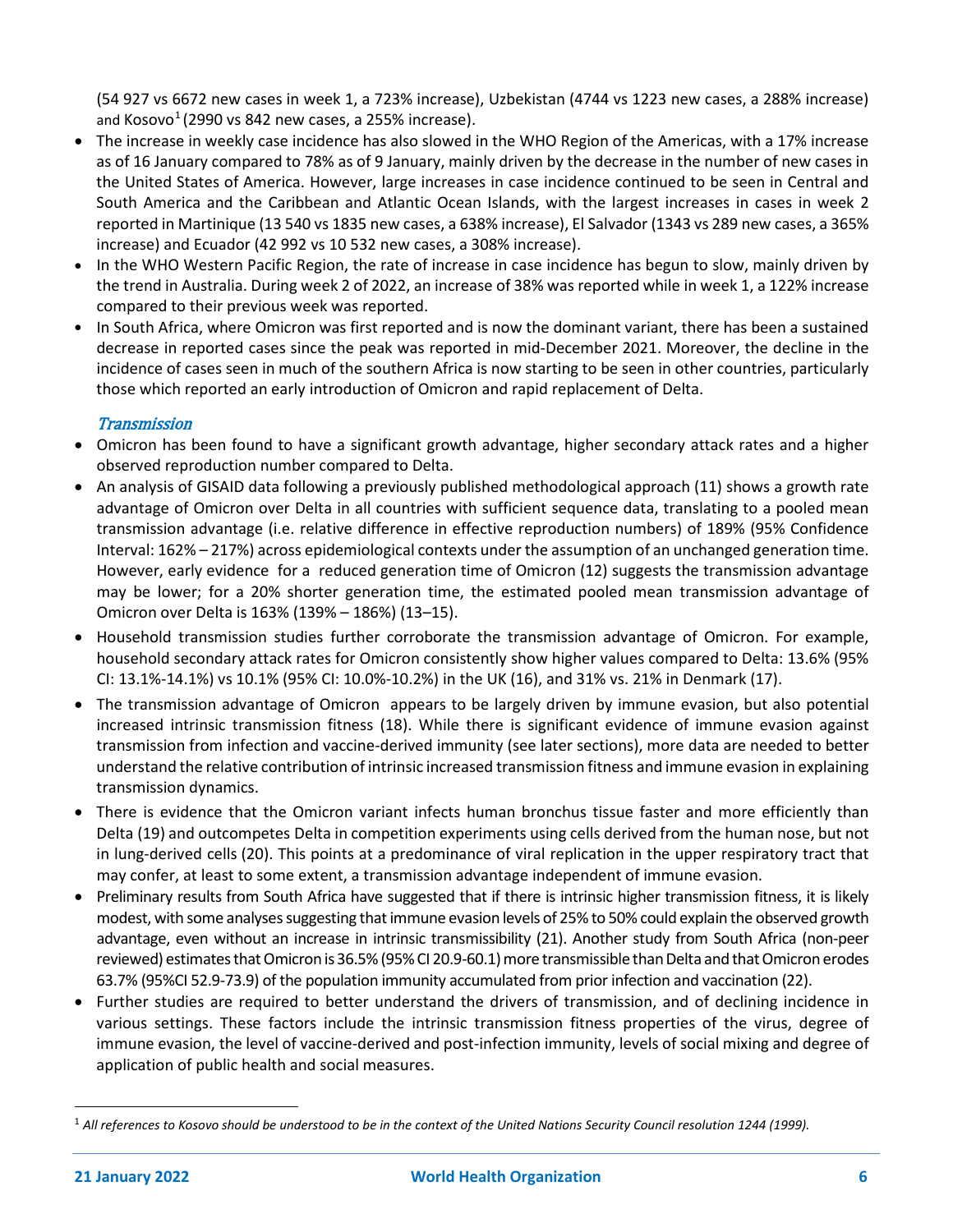(54 927 vs 6672 new cases in week 1, a 723% increase), Uzbekistan (4744 vs 1223 new cases, a 288% increase) and Kosovo[1] (2990 vs 842 new cases, a 255% increase).

- The increase in weekly case incidence has also slowed in the WHO Region of the Americas, with a 17% increase as of 16 January compared to 78% as of 9 January, mainly driven by the decrease in the number of new cases in the United States of America. However, large increases in case incidence continued to be seen in Central and South America and the Caribbean and Atlantic Ocean Islands, with the largest increases in cases in week 2 reported in Martinique (13 540 vs 1835 new cases, a 638% increase), El Salvador (1343 vs 289 new cases, a 365% increase) and Ecuador (42 992 vs 10 532 new cases, a 308% increase).
- In the WHO Western Pacific Region, the rate of increase in case incidence has begun to slow, mainly driven by the trend in Australia. During week 2 of 2022, an increase of 38% was reported while in week 1, a 122% increase compared to their previous week was reported.
- In South Africa, where Omicron was first reported and is now the dominant variant, there has been a sustained decrease in reported cases since the peak was reported in mid-December 2021. Moreover, the decline in the incidence of cases seen in much of the southern Africa is now starting to be seen in other countries, particularly those which reported an early introduction of Omicron and rapid replacement of Delta.

### *Transmission*

- Omicron has been found to have a significant growth advantage, higher secondary attack rates and a higher observed reproduction number compared to Delta.
- An analysis of GISAID data following a previously published methodological approach (11) shows a growth rate advantage of Omicron over Delta in all countries with sufficient sequence data, translating to a pooled mean transmission advantage (i.e. relative difference in effective reproduction numbers) of 189% (95% Confidence Interval: 162% – 217%) across epidemiological contexts under the assumption of an unchanged generation time. However, early evidence for a reduced generation time of Omicron (12) suggests the transmission advantage may be lower; for a 20% shorter generation time, the estimated pooled mean transmission advantage of Omicron over Delta is 163% (139% – 186%) (13–15).
- Household transmission studies further corroborate the transmission advantage of Omicron. For example, household secondary attack rates for Omicron consistently show higher values compared to Delta: 13.6% (95% CI: 13.1%-14.1%) vs 10.1% (95% CI: 10.0%-10.2%) in the UK (16), and 31% vs. 21% in Denmark (17).
- The transmission advantage of Omicron appears to be largely driven by immune evasion, but also potential increased intrinsic transmission fitness (18). While there is significant evidence of immune evasion against transmission from infection and vaccine-derived immunity (see later sections), more data are needed to better understand the relative contribution of intrinsic increased transmission fitness and immune evasion in explaining transmission dynamics.
- There is evidence that the Omicron variant infects human bronchus tissue faster and more efficiently than Delta (19) and outcompetes Delta in competition experiments using cells derived from the human nose, but not in lung-derived cells (20). This points at a predominance of viral replication in the upper respiratory tract that may confer, at least to some extent, a transmission advantage independent of immune evasion.
- Preliminary results from South Africa have suggested that if there is intrinsic higher transmission fitness, it is likely modest, with some analyses suggesting that immune evasion levels of 25% to 50% could explain the observed growth advantage, even without an increase in intrinsic transmissibility (21). Another study from South Africa (non-peer reviewed) estimates that Omicron is 36.5% (95% CI 20.9-60.1) more transmissible than Delta and that Omicron erodes 63.7% (95%CI 52.9-73.9) of the population immunity accumulated from prior infection and vaccination (22).
- Further studies are required to better understand the drivers of transmission, and of declining incidence in various settings. These factors include the intrinsic transmission fitness properties of the virus, degree of immune evasion, the level of vaccine-derived and post-infection immunity, levels of social mixing and degree of application of public health and social measures.

---

[1] *All references to Kosovo should be understood to be in the context of the United Nations Security Council resolution 1244 (1999).*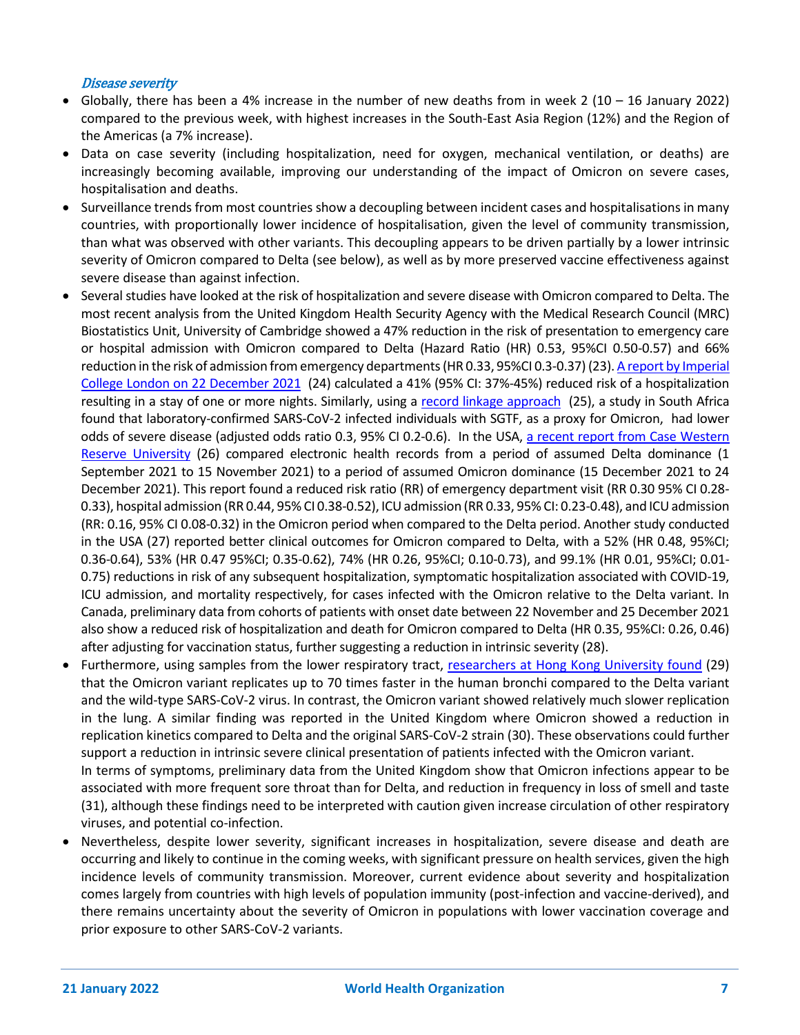### *Disease severity*

- Globally, there has been a 4% increase in the number of new deaths from in week 2 (10 – 16 January 2022) compared to the previous week, with highest increases in the South-East Asia Region (12%) and the Region of the Americas (a 7% increase).
- Data on case severity (including hospitalization, need for oxygen, mechanical ventilation, or deaths) are increasingly becoming available, improving our understanding of the impact of Omicron on severe cases, hospitalisation and deaths.
- Surveillance trends from most countries show a decoupling between incident cases and hospitalisations in many countries, with proportionally lower incidence of hospitalisation, given the level of community transmission, than what was observed with other variants. This decoupling appears to be driven partially by a lower intrinsic severity of Omicron compared to Delta (see below), as well as by more preserved vaccine effectiveness against severe disease than against infection.
- Several studies have looked at the risk of hospitalization and severe disease with Omicron compared to Delta. The most recent analysis from the United Kingdom Health Security Agency with the Medical Research Council (MRC) Biostatistics Unit, University of Cambridge showed a 47% reduction in the risk of presentation to emergency care or hospital admission with Omicron compared to Delta (Hazard Ratio (HR) 0.53, 95%CI 0.50-0.57) and 66% reduction in the risk of admission from emergency departments (HR 0.33, 95%CI 0.3-0.37) (23). A report by Imperial College London on 22 December 2021 (24) calculated a 41% (95% CI: 37%-45%) reduced risk of a hospitalization resulting in a stay of one or more nights. Similarly, using a record linkage approach (25), a study in South Africa found that laboratory-confirmed SARS-CoV-2 infected individuals with SGTF, as a proxy for Omicron, had lower odds of severe disease (adjusted odds ratio 0.3, 95% CI 0.2-0.6). In the USA, a recent report from Case Western Reserve University (26) compared electronic health records from a period of assumed Delta dominance (1 September 2021 to 15 November 2021) to a period of assumed Omicron dominance (15 December 2021 to 24 December 2021). This report found a reduced risk ratio (RR) of emergency department visit (RR 0.30 95% CI 0.28-0.33), hospital admission (RR 0.44, 95% CI 0.38-0.52), ICU admission (RR 0.33, 95% CI: 0.23-0.48), and ICU admission (RR: 0.16, 95% CI 0.08-0.32) in the Omicron period when compared to the Delta period. Another study conducted in the USA (27) reported better clinical outcomes for Omicron compared to Delta, with a 52% (HR 0.48, 95%CI; 0.36-0.64), 53% (HR 0.47 95%CI; 0.35-0.62), 74% (HR 0.26, 95%CI; 0.10-0.73), and 99.1% (HR 0.01, 95%CI; 0.01-0.75) reductions in risk of any subsequent hospitalization, symptomatic hospitalization associated with COVID-19, ICU admission, and mortality respectively, for cases infected with the Omicron relative to the Delta variant. In Canada, preliminary data from cohorts of patients with onset date between 22 November and 25 December 2021 also show a reduced risk of hospitalization and death for Omicron compared to Delta (HR 0.35, 95%CI: 0.26, 0.46) after adjusting for vaccination status, further suggesting a reduction in intrinsic severity (28).
- Furthermore, using samples from the lower respiratory tract, researchers at Hong Kong University found (29) that the Omicron variant replicates up to 70 times faster in the human bronchi compared to the Delta variant and the wild-type SARS-CoV-2 virus. In contrast, the Omicron variant showed relatively much slower replication in the lung. A similar finding was reported in the United Kingdom where Omicron showed a reduction in replication kinetics compared to Delta and the original SARS-CoV-2 strain (30). These observations could further support a reduction in intrinsic severe clinical presentation of patients infected with the Omicron variant.

  In terms of symptoms, preliminary data from the United Kingdom show that Omicron infections appear to be associated with more frequent sore throat than for Delta, and reduction in frequency in loss of smell and taste (31), although these findings need to be interpreted with caution given increase circulation of other respiratory viruses, and potential co-infection.
- Nevertheless, despite lower severity, significant increases in hospitalization, severe disease and death are occurring and likely to continue in the coming weeks, with significant pressure on health services, given the high incidence levels of community transmission. Moreover, current evidence about severity and hospitalization comes largely from countries with high levels of population immunity (post-infection and vaccine-derived), and there remains uncertainty about the severity of Omicron in populations with lower vaccination coverage and prior exposure to other SARS-CoV-2 variants.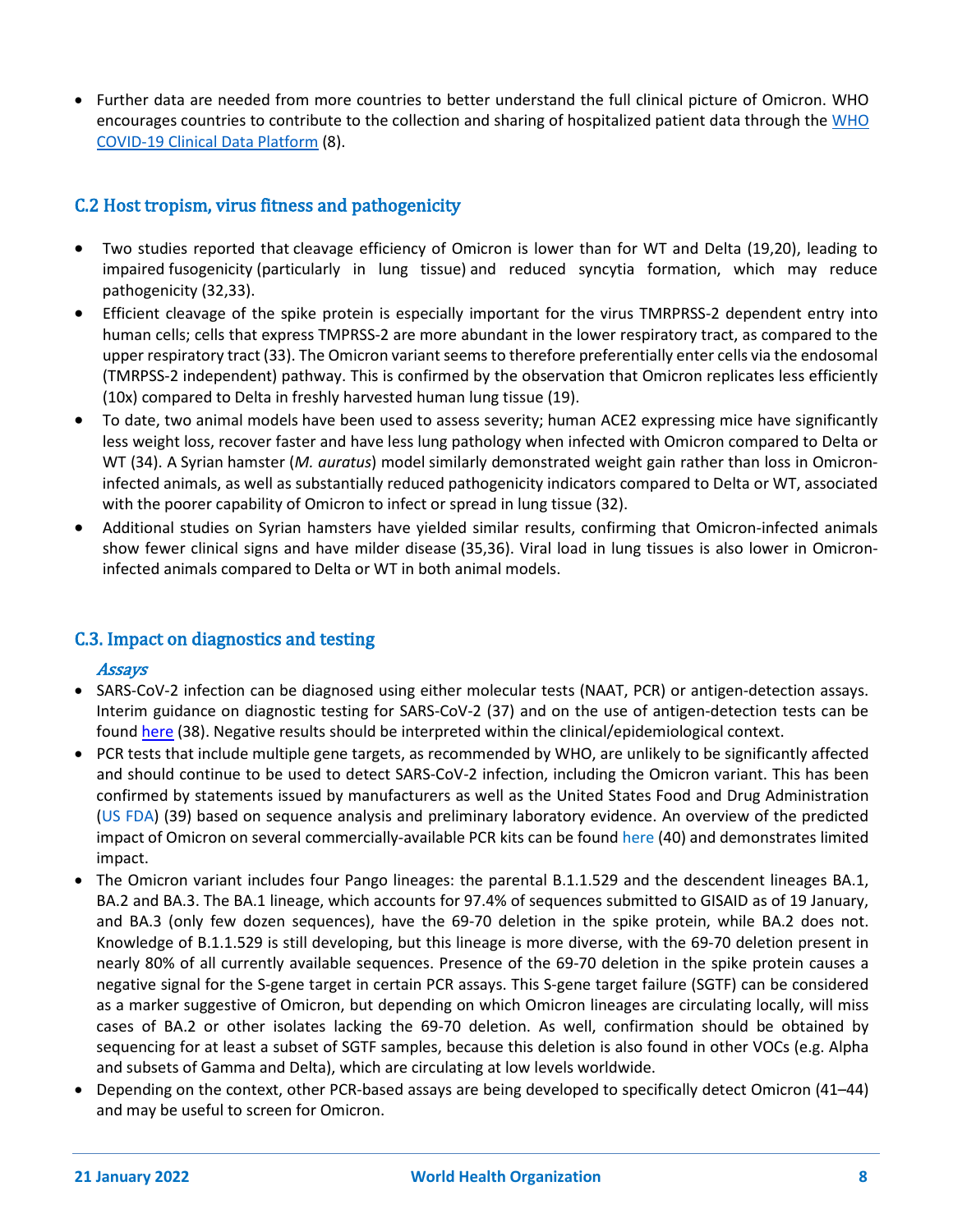- Further data are needed from more countries to better understand the full clinical picture of Omicron. WHO encourages countries to contribute to the collection and sharing of hospitalized patient data through the WHO COVID-19 Clinical Data Platform (8).

## C.2 Host tropism, virus fitness and pathogenicity

- Two studies reported that cleavage efficiency of Omicron is lower than for WT and Delta (19,20), leading to impaired fusogenicity (particularly in lung tissue) and reduced syncytia formation, which may reduce pathogenicity (32,33).
- Efficient cleavage of the spike protein is especially important for the virus TMRPRSS-2 dependent entry into human cells; cells that express TMPRSS-2 are more abundant in the lower respiratory tract, as compared to the upper respiratory tract (33). The Omicron variant seems to therefore preferentially enter cells via the endosomal (TMRPSS-2 independent) pathway. This is confirmed by the observation that Omicron replicates less efficiently (10x) compared to Delta in freshly harvested human lung tissue (19).
- To date, two animal models have been used to assess severity; human ACE2 expressing mice have significantly less weight loss, recover faster and have less lung pathology when infected with Omicron compared to Delta or WT (34). A Syrian hamster (*M. auratus*) model similarly demonstrated weight gain rather than loss in Omicron-infected animals, as well as substantially reduced pathogenicity indicators compared to Delta or WT, associated with the poorer capability of Omicron to infect or spread in lung tissue (32).
- Additional studies on Syrian hamsters have yielded similar results, confirming that Omicron-infected animals show fewer clinical signs and have milder disease (35,36). Viral load in lung tissues is also lower in Omicron-infected animals compared to Delta or WT in both animal models.

## C.3. Impact on diagnostics and testing

### *Assays*

- SARS-CoV-2 infection can be diagnosed using either molecular tests (NAAT, PCR) or antigen-detection assays. Interim guidance on diagnostic testing for SARS-CoV-2 (37) and on the use of antigen-detection tests can be found here (38). Negative results should be interpreted within the clinical/epidemiological context.
- PCR tests that include multiple gene targets, as recommended by WHO, are unlikely to be significantly affected and should continue to be used to detect SARS-CoV-2 infection, including the Omicron variant. This has been confirmed by statements issued by manufacturers as well as the United States Food and Drug Administration (US FDA) (39) based on sequence analysis and preliminary laboratory evidence. An overview of the predicted impact of Omicron on several commercially-available PCR kits can be found here (40) and demonstrates limited impact.
- The Omicron variant includes four Pango lineages: the parental B.1.1.529 and the descendent lineages BA.1, BA.2 and BA.3. The BA.1 lineage, which accounts for 97.4% of sequences submitted to GISAID as of 19 January, and BA.3 (only few dozen sequences), have the 69-70 deletion in the spike protein, while BA.2 does not. Knowledge of B.1.1.529 is still developing, but this lineage is more diverse, with the 69-70 deletion present in nearly 80% of all currently available sequences. Presence of the 69-70 deletion in the spike protein causes a negative signal for the S-gene target in certain PCR assays. This S-gene target failure (SGTF) can be considered as a marker suggestive of Omicron, but depending on which Omicron lineages are circulating locally, will miss cases of BA.2 or other isolates lacking the 69-70 deletion. As well, confirmation should be obtained by sequencing for at least a subset of SGTF samples, because this deletion is also found in other VOCs (e.g. Alpha and subsets of Gamma and Delta), which are circulating at low levels worldwide.
- Depending on the context, other PCR-based assays are being developed to specifically detect Omicron (41–44) and may be useful to screen for Omicron.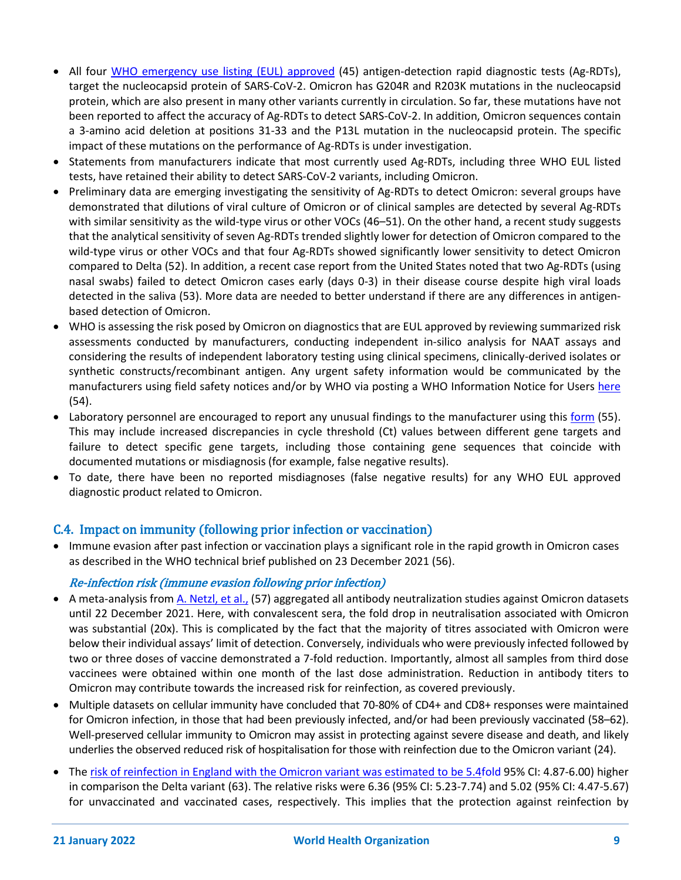- All four [WHO emergency use listing (EUL) approved](#) (45) antigen-detection rapid diagnostic tests (Ag-RDTs), target the nucleocapsid protein of SARS-CoV-2. Omicron has G204R and R203K mutations in the nucleocapsid protein, which are also present in many other variants currently in circulation. So far, these mutations have not been reported to affect the accuracy of Ag-RDTs to detect SARS-CoV-2. In addition, Omicron sequences contain a 3-amino acid deletion at positions 31-33 and the P13L mutation in the nucleocapsid protein. The specific impact of these mutations on the performance of Ag-RDTs is under investigation.
- Statements from manufacturers indicate that most currently used Ag-RDTs, including three WHO EUL listed tests, have retained their ability to detect SARS-CoV-2 variants, including Omicron.
- Preliminary data are emerging investigating the sensitivity of Ag-RDTs to detect Omicron: several groups have demonstrated that dilutions of viral culture of Omicron or of clinical samples are detected by several Ag-RDTs with similar sensitivity as the wild-type virus or other VOCs (46–51). On the other hand, a recent study suggests that the analytical sensitivity of seven Ag-RDTs trended slightly lower for detection of Omicron compared to the wild-type virus or other VOCs and that four Ag-RDTs showed significantly lower sensitivity to detect Omicron compared to Delta (52). In addition, a recent case report from the United States noted that two Ag-RDTs (using nasal swabs) failed to detect Omicron cases early (days 0-3) in their disease course despite high viral loads detected in the saliva (53). More data are needed to better understand if there are any differences in antigen-based detection of Omicron.
- WHO is assessing the risk posed by Omicron on diagnostics that are EUL approved by reviewing summarized risk assessments conducted by manufacturers, conducting independent in-silico analysis for NAAT assays and considering the results of independent laboratory testing using clinical specimens, clinically-derived isolates or synthetic constructs/recombinant antigen. Any urgent safety information would be communicated by the manufacturers using field safety notices and/or by WHO via posting a WHO Information Notice for Users [here](#) (54).
- Laboratory personnel are encouraged to report any unusual findings to the manufacturer using this [form](#) (55). This may include increased discrepancies in cycle threshold (Ct) values between different gene targets and failure to detect specific gene targets, including those containing gene sequences that coincide with documented mutations or misdiagnosis (for example, false negative results).
- To date, there have been no reported misdiagnoses (false negative results) for any WHO EUL approved diagnostic product related to Omicron.

## C.4. Impact on immunity (following prior infection or vaccination)

- Immune evasion after past infection or vaccination plays a significant role in the rapid growth in Omicron cases as described in the WHO technical brief published on 23 December 2021 (56).

### *Re-infection risk (immune evasion following prior infection)*

- A meta-analysis from [A. Netzl, et al.,](#) (57) aggregated all antibody neutralization studies against Omicron datasets until 22 December 2021. Here, with convalescent sera, the fold drop in neutralisation associated with Omicron was substantial (20x). This is complicated by the fact that the majority of titres associated with Omicron were below their individual assays' limit of detection. Conversely, individuals who were previously infected followed by two or three doses of vaccine demonstrated a 7-fold reduction. Importantly, almost all samples from third dose vaccinees were obtained within one month of the last dose administration. Reduction in antibody titers to Omicron may contribute towards the increased risk for reinfection, as covered previously.
- Multiple datasets on cellular immunity have concluded that 70-80% of CD4+ and CD8+ responses were maintained for Omicron infection, in those that had been previously infected, and/or had been previously vaccinated (58–62). Well-preserved cellular immunity to Omicron may assist in protecting against severe disease and death, and likely underlies the observed reduced risk of hospitalisation for those with reinfection due to the Omicron variant (24).
- The [risk of reinfection in England with the Omicron variant was estimated to be 5.4fold](#) 95% CI: 4.87-6.00) higher in comparison the Delta variant (63). The relative risks were 6.36 (95% CI: 5.23-7.74) and 5.02 (95% CI: 4.47-5.67) for unvaccinated and vaccinated cases, respectively. This implies that the protection against reinfection by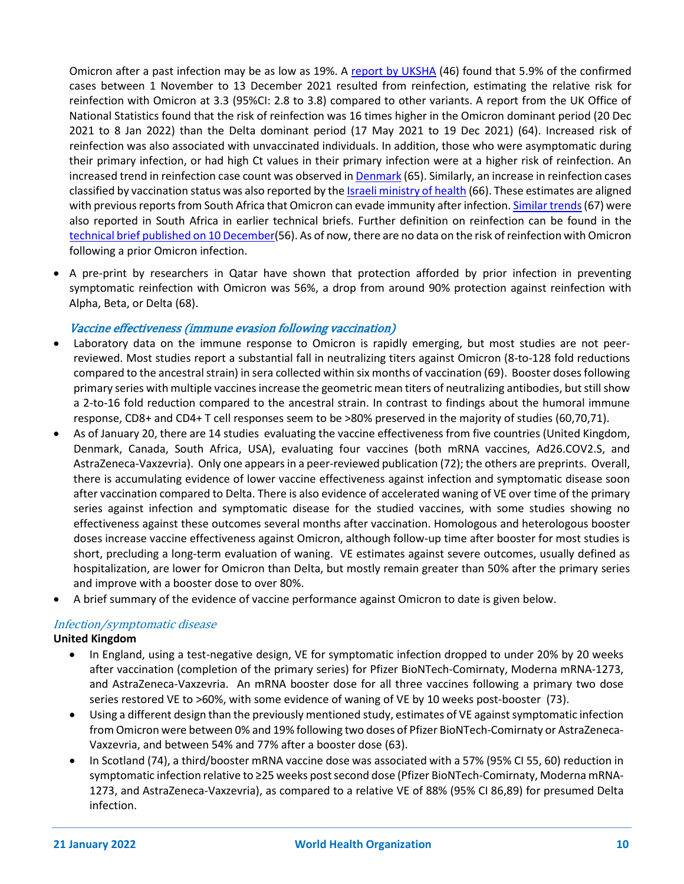Omicron after a past infection may be as low as 19%. A report by UKSHA (46) found that 5.9% of the confirmed cases between 1 November to 13 December 2021 resulted from reinfection, estimating the relative risk for reinfection with Omicron at 3.3 (95%CI: 2.8 to 3.8) compared to other variants. A report from the UK Office of National Statistics found that the risk of reinfection was 16 times higher in the Omicron dominant period (20 Dec 2021 to 8 Jan 2022) than the Delta dominant period (17 May 2021 to 19 Dec 2021) (64). Increased risk of reinfection was also associated with unvaccinated individuals. In addition, those who were asymptomatic during their primary infection, or had high Ct values in their primary infection were at a higher risk of reinfection. An increased trend in reinfection case count was observed in Denmark (65). Similarly, an increase in reinfection cases classified by vaccination status was also reported by the Israeli ministry of health (66). These estimates are aligned with previous reports from South Africa that Omicron can evade immunity after infection. Similar trends (67) were also reported in South Africa in earlier technical briefs. Further definition on reinfection can be found in the technical brief published on 10 December(56). As of now, there are no data on the risk of reinfection with Omicron following a prior Omicron infection.

- A pre-print by researchers in Qatar have shown that protection afforded by prior infection in preventing symptomatic reinfection with Omicron was 56%, a drop from around 90% protection against reinfection with Alpha, Beta, or Delta (68).

### *Vaccine effectiveness (immune evasion following vaccination)*

- Laboratory data on the immune response to Omicron is rapidly emerging, but most studies are not peer-reviewed. Most studies report a substantial fall in neutralizing titers against Omicron (8-to-128 fold reductions compared to the ancestral strain) in sera collected within six months of vaccination (69). Booster doses following primary series with multiple vaccines increase the geometric mean titers of neutralizing antibodies, but still show a 2-to-16 fold reduction compared to the ancestral strain. In contrast to findings about the humoral immune response, CD8+ and CD4+ T cell responses seem to be >80% preserved in the majority of studies (60,70,71).
- As of January 20, there are 14 studies evaluating the vaccine effectiveness from five countries (United Kingdom, Denmark, Canada, South Africa, USA), evaluating four vaccines (both mRNA vaccines, Ad26.COV2.S, and AstraZeneca-Vaxzevria). Only one appears in a peer-reviewed publication (72); the others are preprints. Overall, there is accumulating evidence of lower vaccine effectiveness against infection and symptomatic disease soon after vaccination compared to Delta. There is also evidence of accelerated waning of VE over time of the primary series against infection and symptomatic disease for the studied vaccines, with some studies showing no effectiveness against these outcomes several months after vaccination. Homologous and heterologous booster doses increase vaccine effectiveness against Omicron, although follow-up time after booster for most studies is short, precluding a long-term evaluation of waning. VE estimates against severe outcomes, usually defined as hospitalization, are lower for Omicron than Delta, but mostly remain greater than 50% after the primary series and improve with a booster dose to over 80%.
- A brief summary of the evidence of vaccine performance against Omicron to date is given below.

### *Infection/symptomatic disease*

**United Kingdom**

- In England, using a test-negative design, VE for symptomatic infection dropped to under 20% by 20 weeks after vaccination (completion of the primary series) for Pfizer BioNTech-Comirnaty, Moderna mRNA-1273, and AstraZeneca-Vaxzevria. An mRNA booster dose for all three vaccines following a primary two dose series restored VE to >60%, with some evidence of waning of VE by 10 weeks post-booster (73).
- Using a different design than the previously mentioned study, estimates of VE against symptomatic infection from Omicron were between 0% and 19% following two doses of Pfizer BioNTech-Comirnaty or AstraZeneca-Vaxzevria, and between 54% and 77% after a booster dose (63).
- In Scotland (74), a third/booster mRNA vaccine dose was associated with a 57% (95% CI 55, 60) reduction in symptomatic infection relative to ≥25 weeks post second dose (Pfizer BioNTech-Comirnaty, Moderna mRNA-1273, and AstraZeneca-Vaxzevria), as compared to a relative VE of 88% (95% CI 86,89) for presumed Delta infection.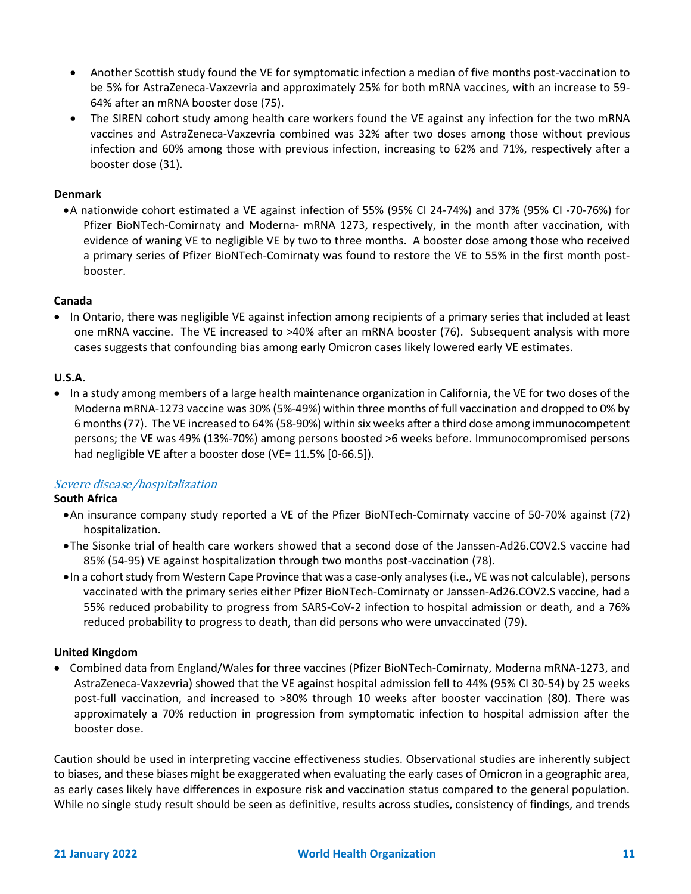- Another Scottish study found the VE for symptomatic infection a median of five months post-vaccination to be 5% for AstraZeneca-Vaxzevria and approximately 25% for both mRNA vaccines, with an increase to 59-64% after an mRNA booster dose (75).
- The SIREN cohort study among health care workers found the VE against any infection for the two mRNA vaccines and AstraZeneca-Vaxzevria combined was 32% after two doses among those without previous infection and 60% among those with previous infection, increasing to 62% and 71%, respectively after a booster dose (31).

**Denmark**

- A nationwide cohort estimated a VE against infection of 55% (95% CI 24-74%) and 37% (95% CI -70-76%) for Pfizer BioNTech-Comirnaty and Moderna- mRNA 1273, respectively, in the month after vaccination, with evidence of waning VE to negligible VE by two to three months. A booster dose among those who received a primary series of Pfizer BioNTech-Comirnaty was found to restore the VE to 55% in the first month post-booster.

**Canada**

- In Ontario, there was negligible VE against infection among recipients of a primary series that included at least one mRNA vaccine. The VE increased to >40% after an mRNA booster (76). Subsequent analysis with more cases suggests that confounding bias among early Omicron cases likely lowered early VE estimates.

**U.S.A.**

- In a study among members of a large health maintenance organization in California, the VE for two doses of the Moderna mRNA-1273 vaccine was 30% (5%-49%) within three months of full vaccination and dropped to 0% by 6 months (77). The VE increased to 64% (58-90%) within six weeks after a third dose among immunocompetent persons; the VE was 49% (13%-70%) among persons boosted >6 weeks before. Immunocompromised persons had negligible VE after a booster dose (VE= 11.5% [0-66.5]).

*Severe disease/hospitalization*

**South Africa**

- An insurance company study reported a VE of the Pfizer BioNTech-Comirnaty vaccine of 50-70% against (72) hospitalization.
- The Sisonke trial of health care workers showed that a second dose of the Janssen-Ad26.COV2.S vaccine had 85% (54-95) VE against hospitalization through two months post-vaccination (78).
- In a cohort study from Western Cape Province that was a case-only analyses (i.e., VE was not calculable), persons vaccinated with the primary series either Pfizer BioNTech-Comirnaty or Janssen-Ad26.COV2.S vaccine, had a 55% reduced probability to progress from SARS-CoV-2 infection to hospital admission or death, and a 76% reduced probability to progress to death, than did persons who were unvaccinated (79).

**United Kingdom**

- Combined data from England/Wales for three vaccines (Pfizer BioNTech-Comirnaty, Moderna mRNA-1273, and AstraZeneca-Vaxzevria) showed that the VE against hospital admission fell to 44% (95% CI 30-54) by 25 weeks post-full vaccination, and increased to >80% through 10 weeks after booster vaccination (80). There was approximately a 70% reduction in progression from symptomatic infection to hospital admission after the booster dose.

Caution should be used in interpreting vaccine effectiveness studies. Observational studies are inherently subject to biases, and these biases might be exaggerated when evaluating the early cases of Omicron in a geographic area, as early cases likely have differences in exposure risk and vaccination status compared to the general population. While no single study result should be seen as definitive, results across studies, consistency of findings, and trends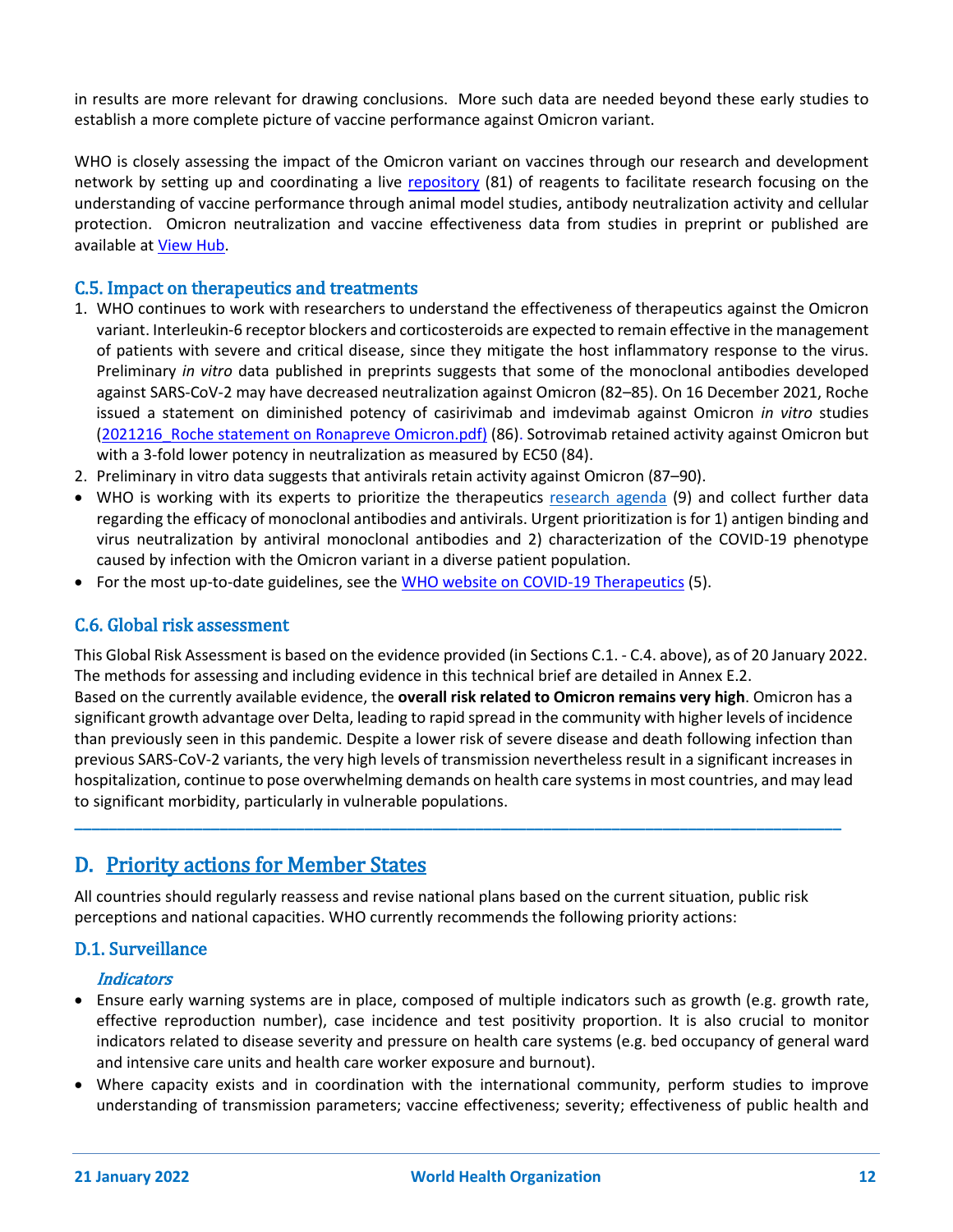in results are more relevant for drawing conclusions. More such data are needed beyond these early studies to establish a more complete picture of vaccine performance against Omicron variant.

WHO is closely assessing the impact of the Omicron variant on vaccines through our research and development network by setting up and coordinating a live repository (81) of reagents to facilitate research focusing on the understanding of vaccine performance through animal model studies, antibody neutralization activity and cellular protection. Omicron neutralization and vaccine effectiveness data from studies in preprint or published are available at View Hub.

### C.5. Impact on therapeutics and treatments

1. WHO continues to work with researchers to understand the effectiveness of therapeutics against the Omicron variant. Interleukin-6 receptor blockers and corticosteroids are expected to remain effective in the management of patients with severe and critical disease, since they mitigate the host inflammatory response to the virus. Preliminary *in vitro* data published in preprints suggests that some of the monoclonal antibodies developed against SARS-CoV-2 may have decreased neutralization against Omicron (82–85). On 16 December 2021, Roche issued a statement on diminished potency of casirivimab and imdevimab against Omicron *in vitro* studies (2021216_Roche statement on Ronapreve Omicron.pdf) (86). Sotrovimab retained activity against Omicron but with a 3-fold lower potency in neutralization as measured by EC50 (84).
2. Preliminary in vitro data suggests that antivirals retain activity against Omicron (87–90).

- WHO is working with its experts to prioritize the therapeutics research agenda (9) and collect further data regarding the efficacy of monoclonal antibodies and antivirals. Urgent prioritization is for 1) antigen binding and virus neutralization by antiviral monoclonal antibodies and 2) characterization of the COVID-19 phenotype caused by infection with the Omicron variant in a diverse patient population.
- For the most up-to-date guidelines, see the WHO website on COVID-19 Therapeutics (5).

### C.6. Global risk assessment

This Global Risk Assessment is based on the evidence provided (in Sections C.1. - C.4. above), as of 20 January 2022. The methods for assessing and including evidence in this technical brief are detailed in Annex E.2.
Based on the currently available evidence, the **overall risk related to Omicron remains very high**. Omicron has a significant growth advantage over Delta, leading to rapid spread in the community with higher levels of incidence than previously seen in this pandemic. Despite a lower risk of severe disease and death following infection than previous SARS-CoV-2 variants, the very high levels of transmission nevertheless result in a significant increases in hospitalization, continue to pose overwhelming demands on health care systems in most countries, and may lead to significant morbidity, particularly in vulnerable populations.

---

## D. Priority actions for Member States

All countries should regularly reassess and revise national plans based on the current situation, public risk perceptions and national capacities. WHO currently recommends the following priority actions:

### D.1. Surveillance

#### *Indicators*

- Ensure early warning systems are in place, composed of multiple indicators such as growth (e.g. growth rate, effective reproduction number), case incidence and test positivity proportion. It is also crucial to monitor indicators related to disease severity and pressure on health care systems (e.g. bed occupancy of general ward and intensive care units and health care worker exposure and burnout).
- Where capacity exists and in coordination with the international community, perform studies to improve understanding of transmission parameters; vaccine effectiveness; severity; effectiveness of public health and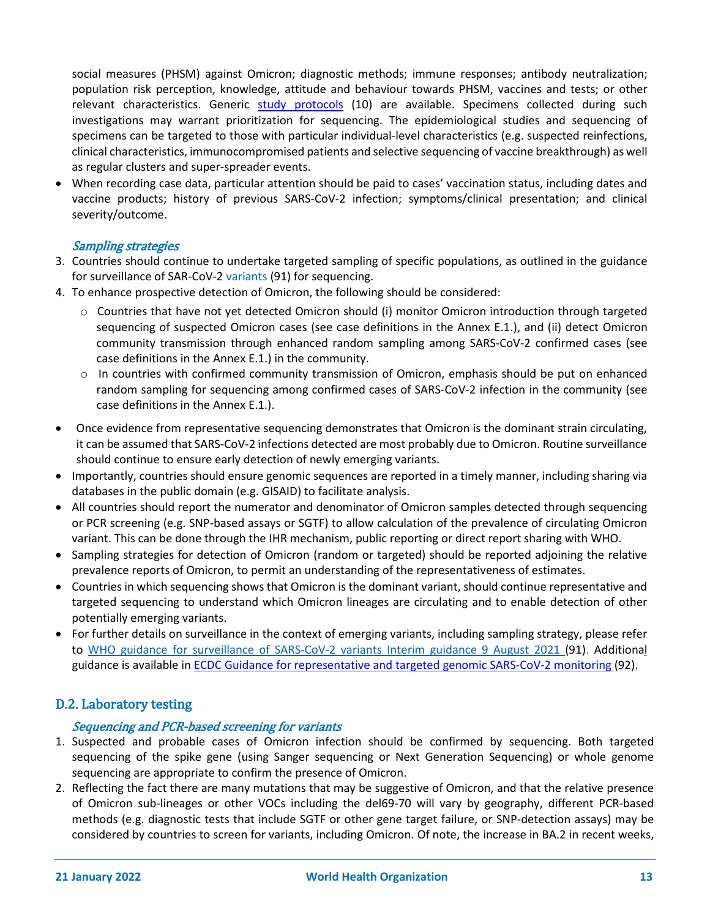social measures (PHSM) against Omicron; diagnostic methods; immune responses; antibody neutralization; population risk perception, knowledge, attitude and behaviour towards PHSM, vaccines and tests; or other relevant characteristics. Generic study protocols (10) are available. Specimens collected during such investigations may warrant prioritization for sequencing. The epidemiological studies and sequencing of specimens can be targeted to those with particular individual-level characteristics (e.g. suspected reinfections, clinical characteristics, immunocompromised patients and selective sequencing of vaccine breakthrough) as well as regular clusters and super-spreader events.

- When recording case data, particular attention should be paid to cases' vaccination status, including dates and vaccine products; history of previous SARS-CoV-2 infection; symptoms/clinical presentation; and clinical severity/outcome.

### *Sampling strategies*

3. Countries should continue to undertake targeted sampling of specific populations, as outlined in the guidance for surveillance of SAR-CoV-2 variants (91) for sequencing.
4. To enhance prospective detection of Omicron, the following should be considered:
   - Countries that have not yet detected Omicron should (i) monitor Omicron introduction through targeted sequencing of suspected Omicron cases (see case definitions in the Annex E.1.), and (ii) detect Omicron community transmission through enhanced random sampling among SARS-CoV-2 confirmed cases (see case definitions in the Annex E.1.) in the community.
   - In countries with confirmed community transmission of Omicron, emphasis should be put on enhanced random sampling for sequencing among confirmed cases of SARS-CoV-2 infection in the community (see case definitions in the Annex E.1.).

- Once evidence from representative sequencing demonstrates that Omicron is the dominant strain circulating, it can be assumed that SARS-CoV-2 infections detected are most probably due to Omicron. Routine surveillance should continue to ensure early detection of newly emerging variants.
- Importantly, countries should ensure genomic sequences are reported in a timely manner, including sharing via databases in the public domain (e.g. GISAID) to facilitate analysis.
- All countries should report the numerator and denominator of Omicron samples detected through sequencing or PCR screening (e.g. SNP-based assays or SGTF) to allow calculation of the prevalence of circulating Omicron variant. This can be done through the IHR mechanism, public reporting or direct report sharing with WHO.
- Sampling strategies for detection of Omicron (random or targeted) should be reported adjoining the relative prevalence reports of Omicron, to permit an understanding of the representativeness of estimates.
- Countries in which sequencing shows that Omicron is the dominant variant, should continue representative and targeted sequencing to understand which Omicron lineages are circulating and to enable detection of other potentially emerging variants.
- For further details on surveillance in the context of emerging variants, including sampling strategy, please refer to WHO guidance for surveillance of SARS-CoV-2 variants Interim guidance 9 August 2021 (91). Additional guidance is available in ECDC Guidance for representative and targeted genomic SARS-CoV-2 monitoring (92).

## D.2. Laboratory testing

### *Sequencing and PCR-based screening for variants*

1. Suspected and probable cases of Omicron infection should be confirmed by sequencing. Both targeted sequencing of the spike gene (using Sanger sequencing or Next Generation Sequencing) or whole genome sequencing are appropriate to confirm the presence of Omicron.
2. Reflecting the fact there are many mutations that may be suggestive of Omicron, and that the relative presence of Omicron sub-lineages or other VOCs including the del69-70 will vary by geography, different PCR-based methods (e.g. diagnostic tests that include SGTF or other gene target failure, or SNP-detection assays) may be considered by countries to screen for variants, including Omicron. Of note, the increase in BA.2 in recent weeks,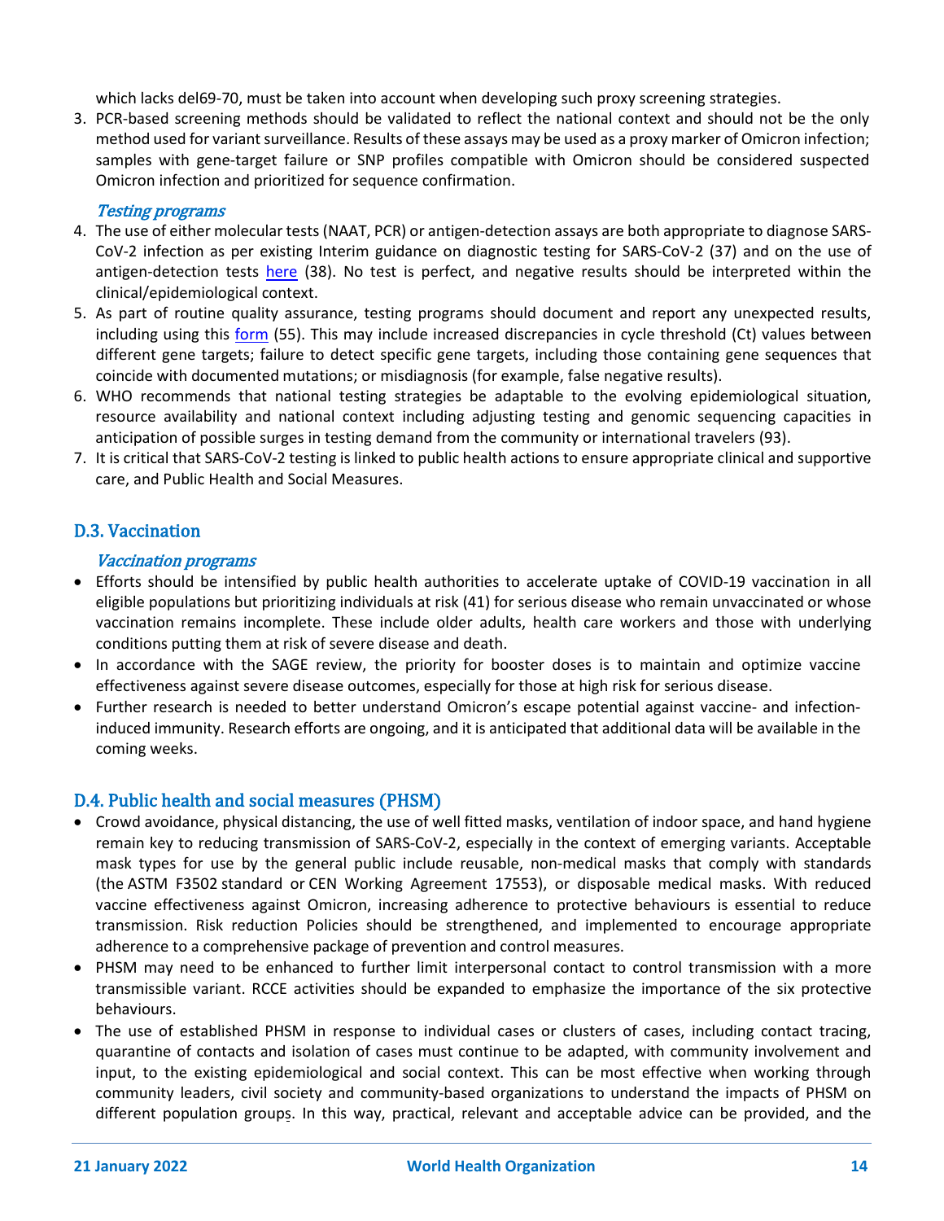which lacks del69-70, must be taken into account when developing such proxy screening strategies.

3. PCR-based screening methods should be validated to reflect the national context and should not be the only method used for variant surveillance. Results of these assays may be used as a proxy marker of Omicron infection; samples with gene-target failure or SNP profiles compatible with Omicron should be considered suspected Omicron infection and prioritized for sequence confirmation.

*Testing programs*

4. The use of either molecular tests (NAAT, PCR) or antigen-detection assays are both appropriate to diagnose SARS-CoV-2 infection as per existing Interim guidance on diagnostic testing for SARS-CoV-2 (37) and on the use of antigen-detection tests here (38). No test is perfect, and negative results should be interpreted within the clinical/epidemiological context.
5. As part of routine quality assurance, testing programs should document and report any unexpected results, including using this form (55). This may include increased discrepancies in cycle threshold (Ct) values between different gene targets; failure to detect specific gene targets, including those containing gene sequences that coincide with documented mutations; or misdiagnosis (for example, false negative results).
6. WHO recommends that national testing strategies be adaptable to the evolving epidemiological situation, resource availability and national context including adjusting testing and genomic sequencing capacities in anticipation of possible surges in testing demand from the community or international travelers (93).
7. It is critical that SARS-CoV-2 testing is linked to public health actions to ensure appropriate clinical and supportive care, and Public Health and Social Measures.

## D.3. Vaccination

*Vaccination programs*

- Efforts should be intensified by public health authorities to accelerate uptake of COVID-19 vaccination in all eligible populations but prioritizing individuals at risk (41) for serious disease who remain unvaccinated or whose vaccination remains incomplete. These include older adults, health care workers and those with underlying conditions putting them at risk of severe disease and death.
- In accordance with the SAGE review, the priority for booster doses is to maintain and optimize vaccine effectiveness against severe disease outcomes, especially for those at high risk for serious disease.
- Further research is needed to better understand Omicron's escape potential against vaccine- and infection-induced immunity. Research efforts are ongoing, and it is anticipated that additional data will be available in the coming weeks.

## D.4. Public health and social measures (PHSM)

- Crowd avoidance, physical distancing, the use of well fitted masks, ventilation of indoor space, and hand hygiene remain key to reducing transmission of SARS-CoV-2, especially in the context of emerging variants. Acceptable mask types for use by the general public include reusable, non-medical masks that comply with standards (the ASTM F3502 standard or CEN Working Agreement 17553), or disposable medical masks. With reduced vaccine effectiveness against Omicron, increasing adherence to protective behaviours is essential to reduce transmission. Risk reduction Policies should be strengthened, and implemented to encourage appropriate adherence to a comprehensive package of prevention and control measures.
- PHSM may need to be enhanced to further limit interpersonal contact to control transmission with a more transmissible variant. RCCE activities should be expanded to emphasize the importance of the six protective behaviours.
- The use of established PHSM in response to individual cases or clusters of cases, including contact tracing, quarantine of contacts and isolation of cases must continue to be adapted, with community involvement and input, to the existing epidemiological and social context. This can be most effective when working through community leaders, civil society and community-based organizations to understand the impacts of PHSM on different population groups. In this way, practical, relevant and acceptable advice can be provided, and the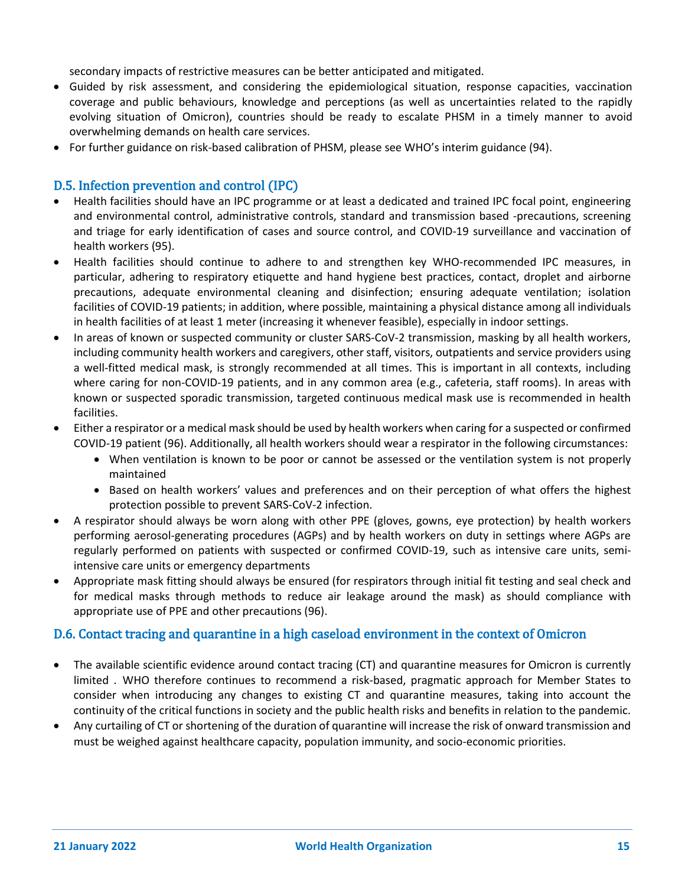secondary impacts of restrictive measures can be better anticipated and mitigated.

- Guided by risk assessment, and considering the epidemiological situation, response capacities, vaccination coverage and public behaviours, knowledge and perceptions (as well as uncertainties related to the rapidly evolving situation of Omicron), countries should be ready to escalate PHSM in a timely manner to avoid overwhelming demands on health care services.
- For further guidance on risk-based calibration of PHSM, please see WHO's interim guidance (94).

## D.5. Infection prevention and control (IPC)

- Health facilities should have an IPC programme or at least a dedicated and trained IPC focal point, engineering and environmental control, administrative controls, standard and transmission based -precautions, screening and triage for early identification of cases and source control, and COVID-19 surveillance and vaccination of health workers (95).
- Health facilities should continue to adhere to and strengthen key WHO-recommended IPC measures, in particular, adhering to respiratory etiquette and hand hygiene best practices, contact, droplet and airborne precautions, adequate environmental cleaning and disinfection; ensuring adequate ventilation; isolation facilities of COVID-19 patients; in addition, where possible, maintaining a physical distance among all individuals in health facilities of at least 1 meter (increasing it whenever feasible), especially in indoor settings.
- In areas of known or suspected community or cluster SARS-CoV-2 transmission, masking by all health workers, including community health workers and caregivers, other staff, visitors, outpatients and service providers using a well-fitted medical mask, is strongly recommended at all times. This is important in all contexts, including where caring for non-COVID-19 patients, and in any common area (e.g., cafeteria, staff rooms). In areas with known or suspected sporadic transmission, targeted continuous medical mask use is recommended in health facilities.
- Either a respirator or a medical mask should be used by health workers when caring for a suspected or confirmed COVID-19 patient (96). Additionally, all health workers should wear a respirator in the following circumstances:
  - When ventilation is known to be poor or cannot be assessed or the ventilation system is not properly maintained
  - Based on health workers' values and preferences and on their perception of what offers the highest protection possible to prevent SARS-CoV-2 infection.
- A respirator should always be worn along with other PPE (gloves, gowns, eye protection) by health workers performing aerosol-generating procedures (AGPs) and by health workers on duty in settings where AGPs are regularly performed on patients with suspected or confirmed COVID-19, such as intensive care units, semi-intensive care units or emergency departments
- Appropriate mask fitting should always be ensured (for respirators through initial fit testing and seal check and for medical masks through methods to reduce air leakage around the mask) as should compliance with appropriate use of PPE and other precautions (96).

## D.6. Contact tracing and quarantine in a high caseload environment in the context of Omicron

- The available scientific evidence around contact tracing (CT) and quarantine measures for Omicron is currently limited . WHO therefore continues to recommend a risk-based, pragmatic approach for Member States to consider when introducing any changes to existing CT and quarantine measures, taking into account the continuity of the critical functions in society and the public health risks and benefits in relation to the pandemic.
- Any curtailing of CT or shortening of the duration of quarantine will increase the risk of onward transmission and must be weighed against healthcare capacity, population immunity, and socio-economic priorities.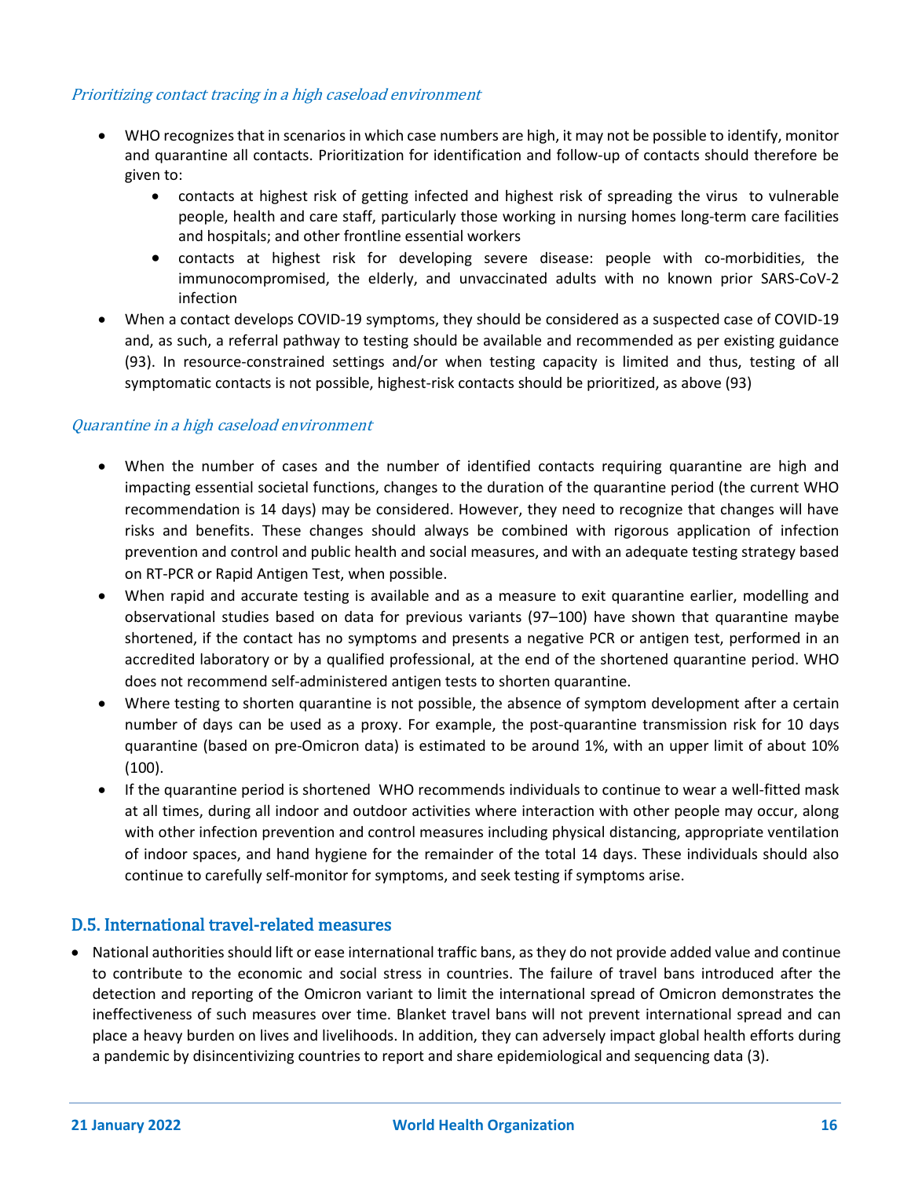*Prioritizing contact tracing in a high caseload environment*

- WHO recognizes that in scenarios in which case numbers are high, it may not be possible to identify, monitor and quarantine all contacts. Prioritization for identification and follow-up of contacts should therefore be given to:
  - contacts at highest risk of getting infected and highest risk of spreading the virus to vulnerable people, health and care staff, particularly those working in nursing homes long-term care facilities and hospitals; and other frontline essential workers
  - contacts at highest risk for developing severe disease: people with co-morbidities, the immunocompromised, the elderly, and unvaccinated adults with no known prior SARS-CoV-2 infection
- When a contact develops COVID-19 symptoms, they should be considered as a suspected case of COVID-19 and, as such, a referral pathway to testing should be available and recommended as per existing guidance (93). In resource-constrained settings and/or when testing capacity is limited and thus, testing of all symptomatic contacts is not possible, highest-risk contacts should be prioritized, as above (93)

*Quarantine in a high caseload environment*

- When the number of cases and the number of identified contacts requiring quarantine are high and impacting essential societal functions, changes to the duration of the quarantine period (the current WHO recommendation is 14 days) may be considered. However, they need to recognize that changes will have risks and benefits. These changes should always be combined with rigorous application of infection prevention and control and public health and social measures, and with an adequate testing strategy based on RT-PCR or Rapid Antigen Test, when possible.
- When rapid and accurate testing is available and as a measure to exit quarantine earlier, modelling and observational studies based on data for previous variants (97–100) have shown that quarantine maybe shortened, if the contact has no symptoms and presents a negative PCR or antigen test, performed in an accredited laboratory or by a qualified professional, at the end of the shortened quarantine period. WHO does not recommend self-administered antigen tests to shorten quarantine.
- Where testing to shorten quarantine is not possible, the absence of symptom development after a certain number of days can be used as a proxy. For example, the post-quarantine transmission risk for 10 days quarantine (based on pre-Omicron data) is estimated to be around 1%, with an upper limit of about 10% (100).
- If the quarantine period is shortened WHO recommends individuals to continue to wear a well-fitted mask at all times, during all indoor and outdoor activities where interaction with other people may occur, along with other infection prevention and control measures including physical distancing, appropriate ventilation of indoor spaces, and hand hygiene for the remainder of the total 14 days. These individuals should also continue to carefully self-monitor for symptoms, and seek testing if symptoms arise.

## D.5. International travel-related measures

- National authorities should lift or ease international traffic bans, as they do not provide added value and continue to contribute to the economic and social stress in countries. The failure of travel bans introduced after the detection and reporting of the Omicron variant to limit the international spread of Omicron demonstrates the ineffectiveness of such measures over time. Blanket travel bans will not prevent international spread and can place a heavy burden on lives and livelihoods. In addition, they can adversely impact global health efforts during a pandemic by disincentivizing countries to report and share epidemiological and sequencing data (3).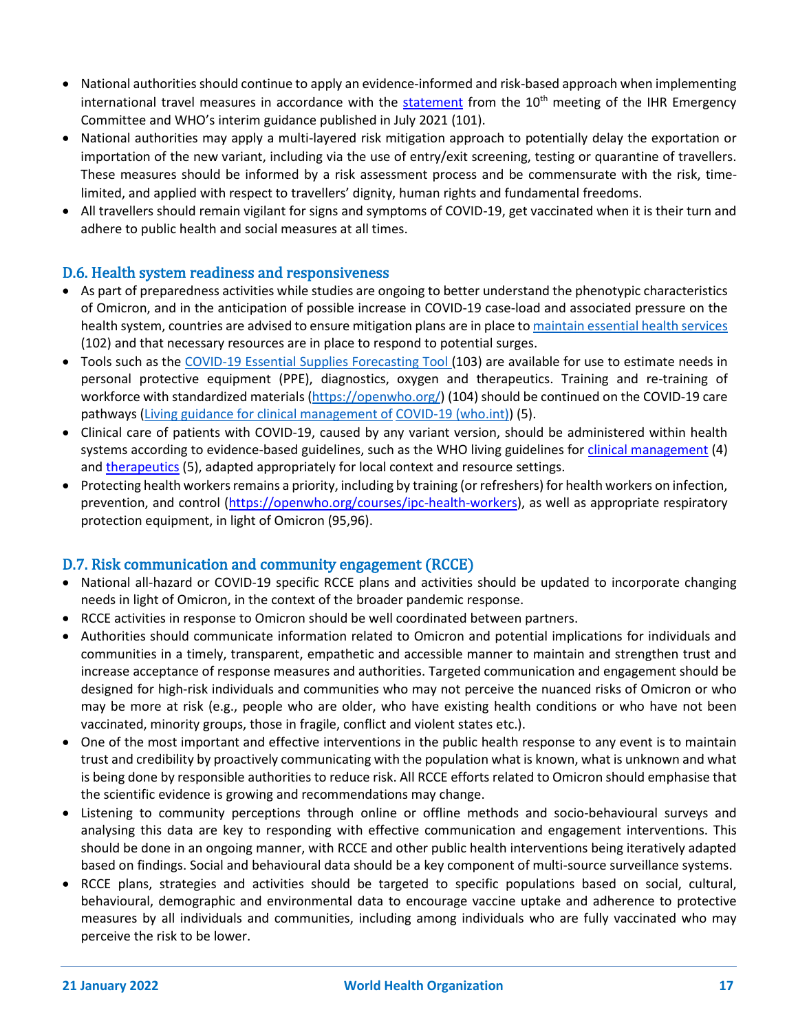- National authorities should continue to apply an evidence-informed and risk-based approach when implementing international travel measures in accordance with the statement from the 10th meeting of the IHR Emergency Committee and WHO's interim guidance published in July 2021 (101).
- National authorities may apply a multi-layered risk mitigation approach to potentially delay the exportation or importation of the new variant, including via the use of entry/exit screening, testing or quarantine of travellers. These measures should be informed by a risk assessment process and be commensurate with the risk, time-limited, and applied with respect to travellers' dignity, human rights and fundamental freedoms.
- All travellers should remain vigilant for signs and symptoms of COVID-19, get vaccinated when it is their turn and adhere to public health and social measures at all times.

## D.6. Health system readiness and responsiveness

- As part of preparedness activities while studies are ongoing to better understand the phenotypic characteristics of Omicron, and in the anticipation of possible increase in COVID-19 case-load and associated pressure on the health system, countries are advised to ensure mitigation plans are in place to maintain essential health services (102) and that necessary resources are in place to respond to potential surges.
- Tools such as the COVID-19 Essential Supplies Forecasting Tool (103) are available for use to estimate needs in personal protective equipment (PPE), diagnostics, oxygen and therapeutics. Training and re-training of workforce with standardized materials (https://openwho.org/) (104) should be continued on the COVID-19 care pathways (Living guidance for clinical management of COVID-19 (who.int)) (5).
- Clinical care of patients with COVID-19, caused by any variant version, should be administered within health systems according to evidence-based guidelines, such as the WHO living guidelines for clinical management (4) and therapeutics (5), adapted appropriately for local context and resource settings.
- Protecting health workers remains a priority, including by training (or refreshers) for health workers on infection, prevention, and control (https://openwho.org/courses/ipc-health-workers), as well as appropriate respiratory protection equipment, in light of Omicron (95,96).

## D.7. Risk communication and community engagement (RCCE)

- National all-hazard or COVID-19 specific RCCE plans and activities should be updated to incorporate changing needs in light of Omicron, in the context of the broader pandemic response.
- RCCE activities in response to Omicron should be well coordinated between partners.
- Authorities should communicate information related to Omicron and potential implications for individuals and communities in a timely, transparent, empathetic and accessible manner to maintain and strengthen trust and increase acceptance of response measures and authorities. Targeted communication and engagement should be designed for high-risk individuals and communities who may not perceive the nuanced risks of Omicron or who may be more at risk (e.g., people who are older, who have existing health conditions or who have not been vaccinated, minority groups, those in fragile, conflict and violent states etc.).
- One of the most important and effective interventions in the public health response to any event is to maintain trust and credibility by proactively communicating with the population what is known, what is unknown and what is being done by responsible authorities to reduce risk. All RCCE efforts related to Omicron should emphasise that the scientific evidence is growing and recommendations may change.
- Listening to community perceptions through online or offline methods and socio-behavioural surveys and analysing this data are key to responding with effective communication and engagement interventions. This should be done in an ongoing manner, with RCCE and other public health interventions being iteratively adapted based on findings. Social and behavioural data should be a key component of multi-source surveillance systems.
- RCCE plans, strategies and activities should be targeted to specific populations based on social, cultural, behavioural, demographic and environmental data to encourage vaccine uptake and adherence to protective measures by all individuals and communities, including among individuals who are fully vaccinated who may perceive the risk to be lower.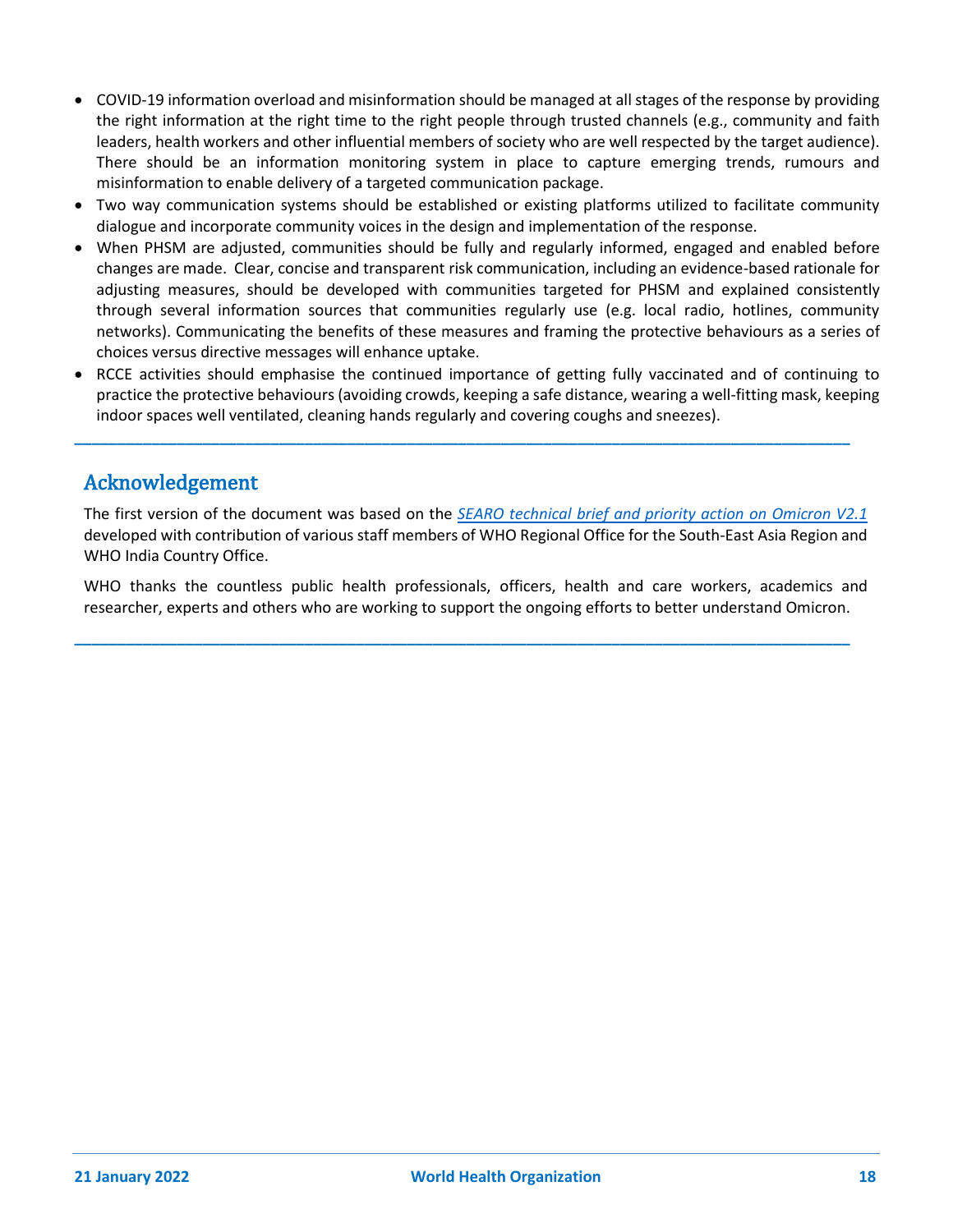- COVID-19 information overload and misinformation should be managed at all stages of the response by providing the right information at the right time to the right people through trusted channels (e.g., community and faith leaders, health workers and other influential members of society who are well respected by the target audience). There should be an information monitoring system in place to capture emerging trends, rumours and misinformation to enable delivery of a targeted communication package.
- Two way communication systems should be established or existing platforms utilized to facilitate community dialogue and incorporate community voices in the design and implementation of the response.
- When PHSM are adjusted, communities should be fully and regularly informed, engaged and enabled before changes are made. Clear, concise and transparent risk communication, including an evidence-based rationale for adjusting measures, should be developed with communities targeted for PHSM and explained consistently through several information sources that communities regularly use (e.g. local radio, hotlines, community networks). Communicating the benefits of these measures and framing the protective behaviours as a series of choices versus directive messages will enhance uptake.
- RCCE activities should emphasise the continued importance of getting fully vaccinated and of continuing to practice the protective behaviours (avoiding crowds, keeping a safe distance, wearing a well-fitting mask, keeping indoor spaces well ventilated, cleaning hands regularly and covering coughs and sneezes).

---

## Acknowledgement

The first version of the document was based on the *SEARO technical brief and priority action on Omicron V2.1* developed with contribution of various staff members of WHO Regional Office for the South-East Asia Region and WHO India Country Office.

WHO thanks the countless public health professionals, officers, health and care workers, academics and researcher, experts and others who are working to support the ongoing efforts to better understand Omicron.

---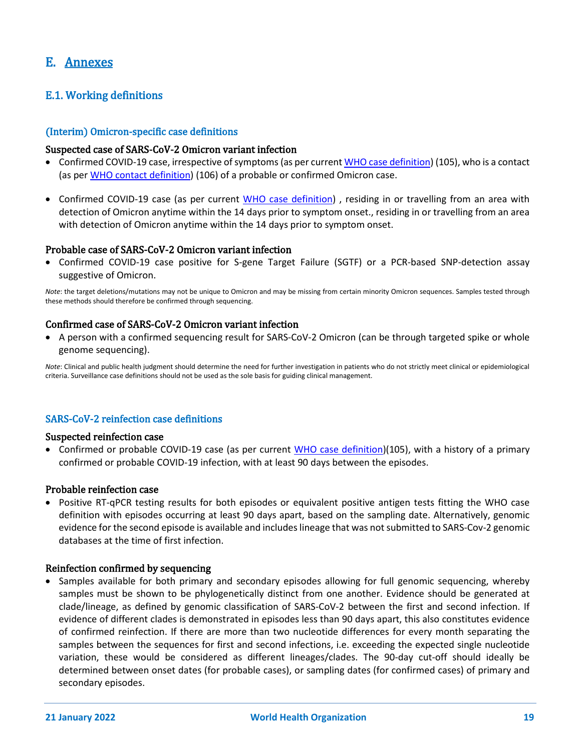# E. Annexes

## E.1. Working definitions

### (Interim) Omicron-specific case definitions

#### Suspected case of SARS-CoV-2 Omicron variant infection

- Confirmed COVID-19 case, irrespective of symptoms (as per current WHO case definition) (105), who is a contact (as per WHO contact definition) (106) of a probable or confirmed Omicron case.
- Confirmed COVID-19 case (as per current WHO case definition) , residing in or travelling from an area with detection of Omicron anytime within the 14 days prior to symptom onset., residing in or travelling from an area with detection of Omicron anytime within the 14 days prior to symptom onset.

#### Probable case of SARS-CoV-2 Omicron variant infection

- Confirmed COVID-19 case positive for S-gene Target Failure (SGTF) or a PCR-based SNP-detection assay suggestive of Omicron.

*Note*: the target deletions/mutations may not be unique to Omicron and may be missing from certain minority Omicron sequences. Samples tested through these methods should therefore be confirmed through sequencing.

#### Confirmed case of SARS-CoV-2 Omicron variant infection

- A person with a confirmed sequencing result for SARS-CoV-2 Omicron (can be through targeted spike or whole genome sequencing).

*Note*: Clinical and public health judgment should determine the need for further investigation in patients who do not strictly meet clinical or epidemiological criteria. Surveillance case definitions should not be used as the sole basis for guiding clinical management.

### SARS-CoV-2 reinfection case definitions

#### Suspected reinfection case

- Confirmed or probable COVID-19 case (as per current WHO case definition)(105), with a history of a primary confirmed or probable COVID-19 infection, with at least 90 days between the episodes.

#### Probable reinfection case

- Positive RT-qPCR testing results for both episodes or equivalent positive antigen tests fitting the WHO case definition with episodes occurring at least 90 days apart, based on the sampling date. Alternatively, genomic evidence for the second episode is available and includes lineage that was not submitted to SARS-Cov-2 genomic databases at the time of first infection.

#### Reinfection confirmed by sequencing

- Samples available for both primary and secondary episodes allowing for full genomic sequencing, whereby samples must be shown to be phylogenetically distinct from one another. Evidence should be generated at clade/lineage, as defined by genomic classification of SARS-CoV-2 between the first and second infection. If evidence of different clades is demonstrated in episodes less than 90 days apart, this also constitutes evidence of confirmed reinfection. If there are more than two nucleotide differences for every month separating the samples between the sequences for first and second infections, i.e. exceeding the expected single nucleotide variation, these would be considered as different lineages/clades. The 90-day cut-off should ideally be determined between onset dates (for probable cases), or sampling dates (for confirmed cases) of primary and secondary episodes.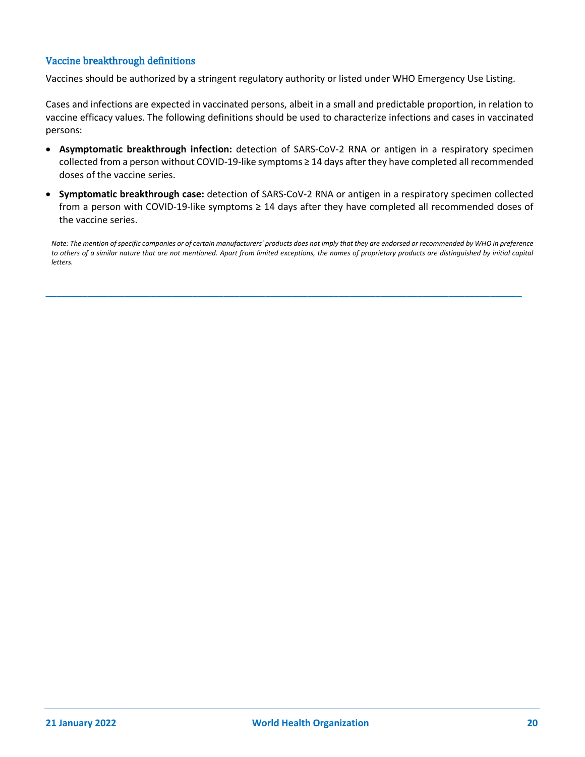### Vaccine breakthrough definitions

Vaccines should be authorized by a stringent regulatory authority or listed under WHO Emergency Use Listing.

Cases and infections are expected in vaccinated persons, albeit in a small and predictable proportion, in relation to vaccine efficacy values. The following definitions should be used to characterize infections and cases in vaccinated persons:

- **Asymptomatic breakthrough infection:** detection of SARS-CoV-2 RNA or antigen in a respiratory specimen collected from a person without COVID-19-like symptoms ≥ 14 days after they have completed all recommended doses of the vaccine series.
- **Symptomatic breakthrough case:** detection of SARS-CoV-2 RNA or antigen in a respiratory specimen collected from a person with COVID-19-like symptoms ≥ 14 days after they have completed all recommended doses of the vaccine series.

*Note: The mention of specific companies or of certain manufacturers' products does not imply that they are endorsed or recommended by WHO in preference to others of a similar nature that are not mentioned. Apart from limited exceptions, the names of proprietary products are distinguished by initial capital letters.*

---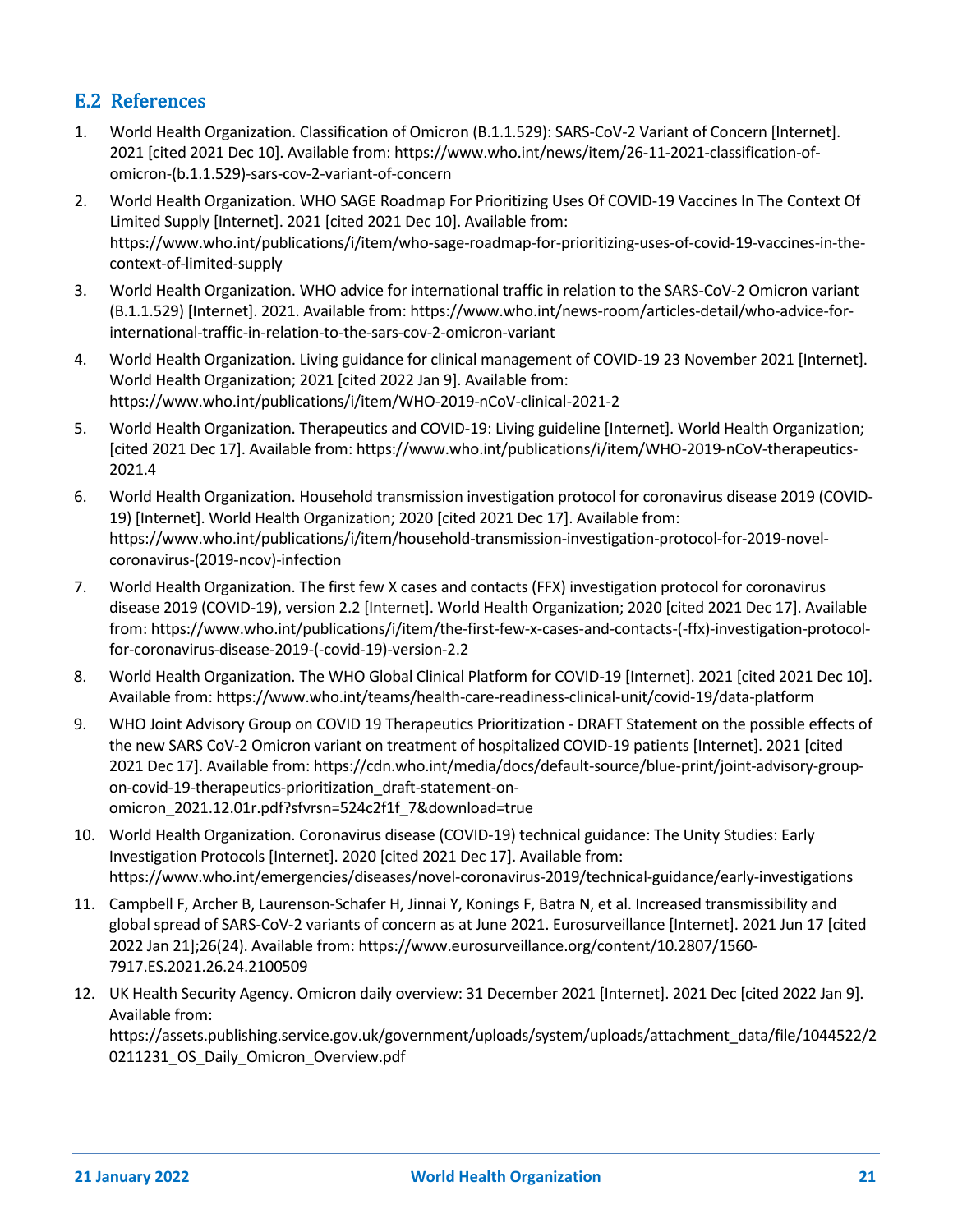## E.2 References

1. World Health Organization. Classification of Omicron (B.1.1.529): SARS-CoV-2 Variant of Concern [Internet]. 2021 [cited 2021 Dec 10]. Available from: https://www.who.int/news/item/26-11-2021-classification-of-omicron-(b.1.1.529)-sars-cov-2-variant-of-concern
2. World Health Organization. WHO SAGE Roadmap For Prioritizing Uses Of COVID-19 Vaccines In The Context Of Limited Supply [Internet]. 2021 [cited 2021 Dec 10]. Available from: https://www.who.int/publications/i/item/who-sage-roadmap-for-prioritizing-uses-of-covid-19-vaccines-in-the-context-of-limited-supply
3. World Health Organization. WHO advice for international traffic in relation to the SARS-CoV-2 Omicron variant (B.1.1.529) [Internet]. 2021. Available from: https://www.who.int/news-room/articles-detail/who-advice-for-international-traffic-in-relation-to-the-sars-cov-2-omicron-variant
4. World Health Organization. Living guidance for clinical management of COVID-19 23 November 2021 [Internet]. World Health Organization; 2021 [cited 2022 Jan 9]. Available from: https://www.who.int/publications/i/item/WHO-2019-nCoV-clinical-2021-2
5. World Health Organization. Therapeutics and COVID-19: Living guideline [Internet]. World Health Organization; [cited 2021 Dec 17]. Available from: https://www.who.int/publications/i/item/WHO-2019-nCoV-therapeutics-2021.4
6. World Health Organization. Household transmission investigation protocol for coronavirus disease 2019 (COVID-19) [Internet]. World Health Organization; 2020 [cited 2021 Dec 17]. Available from: https://www.who.int/publications/i/item/household-transmission-investigation-protocol-for-2019-novel-coronavirus-(2019-ncov)-infection
7. World Health Organization. The first few X cases and contacts (FFX) investigation protocol for coronavirus disease 2019 (COVID-19), version 2.2 [Internet]. World Health Organization; 2020 [cited 2021 Dec 17]. Available from: https://www.who.int/publications/i/item/the-first-few-x-cases-and-contacts-(-ffx)-investigation-protocol-for-coronavirus-disease-2019-(-covid-19)-version-2.2
8. World Health Organization. The WHO Global Clinical Platform for COVID-19 [Internet]. 2021 [cited 2021 Dec 10]. Available from: https://www.who.int/teams/health-care-readiness-clinical-unit/covid-19/data-platform
9. WHO Joint Advisory Group on COVID 19 Therapeutics Prioritization - DRAFT Statement on the possible effects of the new SARS CoV-2 Omicron variant on treatment of hospitalized COVID-19 patients [Internet]. 2021 [cited 2021 Dec 17]. Available from: https://cdn.who.int/media/docs/default-source/blue-print/joint-advisory-group-on-covid-19-therapeutics-prioritization_draft-statement-on-omicron_2021.12.01r.pdf?sfvrsn=524c2f1f_7&download=true
10. World Health Organization. Coronavirus disease (COVID-19) technical guidance: The Unity Studies: Early Investigation Protocols [Internet]. 2020 [cited 2021 Dec 17]. Available from: https://www.who.int/emergencies/diseases/novel-coronavirus-2019/technical-guidance/early-investigations
11. Campbell F, Archer B, Laurenson-Schafer H, Jinnai Y, Konings F, Batra N, et al. Increased transmissibility and global spread of SARS-CoV-2 variants of concern as at June 2021. Eurosurveillance [Internet]. 2021 Jun 17 [cited 2022 Jan 21];26(24). Available from: https://www.eurosurveillance.org/content/10.2807/1560-7917.ES.2021.26.24.2100509
12. UK Health Security Agency. Omicron daily overview: 31 December 2021 [Internet]. 2021 Dec [cited 2022 Jan 9]. Available from: https://assets.publishing.service.gov.uk/government/uploads/system/uploads/attachment_data/file/1044522/20211231_OS_Daily_Omicron_Overview.pdf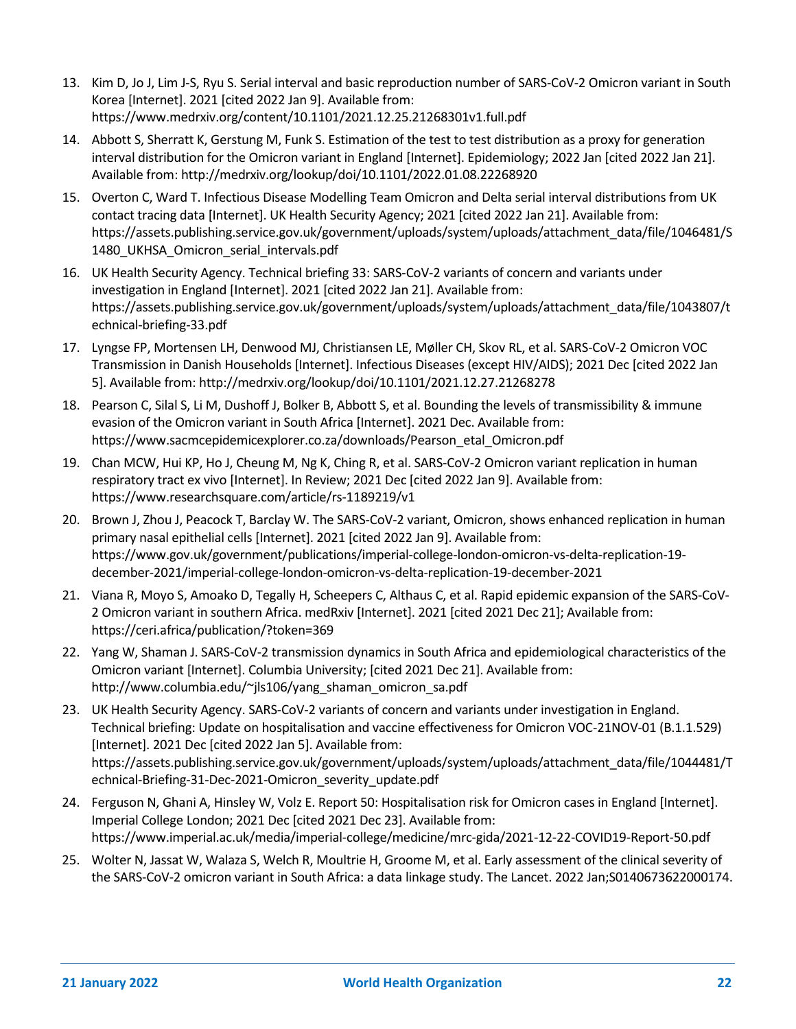13. Kim D, Jo J, Lim J-S, Ryu S. Serial interval and basic reproduction number of SARS-CoV-2 Omicron variant in South Korea [Internet]. 2021 [cited 2022 Jan 9]. Available from: https://www.medrxiv.org/content/10.1101/2021.12.25.21268301v1.full.pdf
14. Abbott S, Sherratt K, Gerstung M, Funk S. Estimation of the test to test distribution as a proxy for generation interval distribution for the Omicron variant in England [Internet]. Epidemiology; 2022 Jan [cited 2022 Jan 21]. Available from: http://medrxiv.org/lookup/doi/10.1101/2022.01.08.22268920
15. Overton C, Ward T. Infectious Disease Modelling Team Omicron and Delta serial interval distributions from UK contact tracing data [Internet]. UK Health Security Agency; 2021 [cited 2022 Jan 21]. Available from: https://assets.publishing.service.gov.uk/government/uploads/system/uploads/attachment_data/file/1046481/S1480_UKHSA_Omicron_serial_intervals.pdf
16. UK Health Security Agency. Technical briefing 33: SARS-CoV-2 variants of concern and variants under investigation in England [Internet]. 2021 [cited 2022 Jan 21]. Available from: https://assets.publishing.service.gov.uk/government/uploads/system/uploads/attachment_data/file/1043807/technical-briefing-33.pdf
17. Lyngse FP, Mortensen LH, Denwood MJ, Christiansen LE, Møller CH, Skov RL, et al. SARS-CoV-2 Omicron VOC Transmission in Danish Households [Internet]. Infectious Diseases (except HIV/AIDS); 2021 Dec [cited 2022 Jan 5]. Available from: http://medrxiv.org/lookup/doi/10.1101/2021.12.27.21268278
18. Pearson C, Silal S, Li M, Dushoff J, Bolker B, Abbott S, et al. Bounding the levels of transmissibility & immune evasion of the Omicron variant in South Africa [Internet]. 2021 Dec. Available from: https://www.sacmcepidemicexplorer.co.za/downloads/Pearson_etal_Omicron.pdf
19. Chan MCW, Hui KP, Ho J, Cheung M, Ng K, Ching R, et al. SARS-CoV-2 Omicron variant replication in human respiratory tract ex vivo [Internet]. In Review; 2021 Dec [cited 2022 Jan 9]. Available from: https://www.researchsquare.com/article/rs-1189219/v1
20. Brown J, Zhou J, Peacock T, Barclay W. The SARS-CoV-2 variant, Omicron, shows enhanced replication in human primary nasal epithelial cells [Internet]. 2021 [cited 2022 Jan 9]. Available from: https://www.gov.uk/government/publications/imperial-college-london-omicron-vs-delta-replication-19-december-2021/imperial-college-london-omicron-vs-delta-replication-19-december-2021
21. Viana R, Moyo S, Amoako D, Tegally H, Scheepers C, Althaus C, et al. Rapid epidemic expansion of the SARS-CoV-2 Omicron variant in southern Africa. medRxiv [Internet]. 2021 [cited 2021 Dec 21]; Available from: https://ceri.africa/publication/?token=369
22. Yang W, Shaman J. SARS-CoV-2 transmission dynamics in South Africa and epidemiological characteristics of the Omicron variant [Internet]. Columbia University; [cited 2021 Dec 21]. Available from: http://www.columbia.edu/~jls106/yang_shaman_omicron_sa.pdf
23. UK Health Security Agency. SARS-CoV-2 variants of concern and variants under investigation in England. Technical briefing: Update on hospitalisation and vaccine effectiveness for Omicron VOC-21NOV-01 (B.1.1.529) [Internet]. 2021 Dec [cited 2022 Jan 5]. Available from: https://assets.publishing.service.gov.uk/government/uploads/system/uploads/attachment_data/file/1044481/Technical-Briefing-31-Dec-2021-Omicron_severity_update.pdf
24. Ferguson N, Ghani A, Hinsley W, Volz E. Report 50: Hospitalisation risk for Omicron cases in England [Internet]. Imperial College London; 2021 Dec [cited 2021 Dec 23]. Available from: https://www.imperial.ac.uk/media/imperial-college/medicine/mrc-gida/2021-12-22-COVID19-Report-50.pdf
25. Wolter N, Jassat W, Walaza S, Welch R, Moultrie H, Groome M, et al. Early assessment of the clinical severity of the SARS-CoV-2 omicron variant in South Africa: a data linkage study. The Lancet. 2022 Jan;S0140673622000174.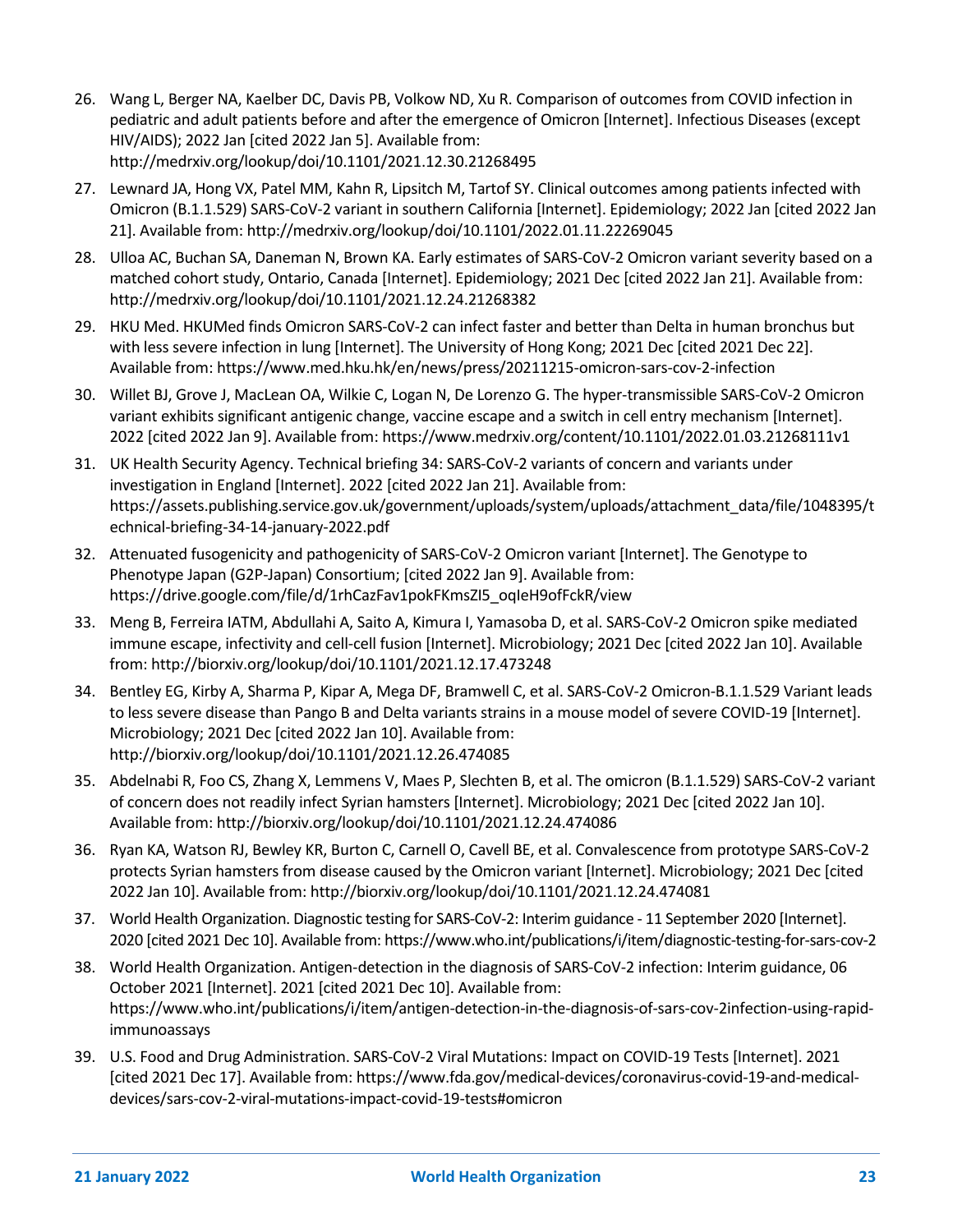26. Wang L, Berger NA, Kaelber DC, Davis PB, Volkow ND, Xu R. Comparison of outcomes from COVID infection in pediatric and adult patients before and after the emergence of Omicron [Internet]. Infectious Diseases (except HIV/AIDS); 2022 Jan [cited 2022 Jan 5]. Available from: http://medrxiv.org/lookup/doi/10.1101/2021.12.30.21268495
27. Lewnard JA, Hong VX, Patel MM, Kahn R, Lipsitch M, Tartof SY. Clinical outcomes among patients infected with Omicron (B.1.1.529) SARS-CoV-2 variant in southern California [Internet]. Epidemiology; 2022 Jan [cited 2022 Jan 21]. Available from: http://medrxiv.org/lookup/doi/10.1101/2022.01.11.22269045
28. Ulloa AC, Buchan SA, Daneman N, Brown KA. Early estimates of SARS-CoV-2 Omicron variant severity based on a matched cohort study, Ontario, Canada [Internet]. Epidemiology; 2021 Dec [cited 2022 Jan 21]. Available from: http://medrxiv.org/lookup/doi/10.1101/2021.12.24.21268382
29. HKU Med. HKUMed finds Omicron SARS-CoV-2 can infect faster and better than Delta in human bronchus but with less severe infection in lung [Internet]. The University of Hong Kong; 2021 Dec [cited 2021 Dec 22]. Available from: https://www.med.hku.hk/en/news/press/20211215-omicron-sars-cov-2-infection
30. Willet BJ, Grove J, MacLean OA, Wilkie C, Logan N, De Lorenzo G. The hyper-transmissible SARS-CoV-2 Omicron variant exhibits significant antigenic change, vaccine escape and a switch in cell entry mechanism [Internet]. 2022 [cited 2022 Jan 9]. Available from: https://www.medrxiv.org/content/10.1101/2022.01.03.21268111v1
31. UK Health Security Agency. Technical briefing 34: SARS-CoV-2 variants of concern and variants under investigation in England [Internet]. 2022 [cited 2022 Jan 21]. Available from: https://assets.publishing.service.gov.uk/government/uploads/system/uploads/attachment_data/file/1048395/technical-briefing-34-14-january-2022.pdf
32. Attenuated fusogenicity and pathogenicity of SARS-CoV-2 Omicron variant [Internet]. The Genotype to Phenotype Japan (G2P-Japan) Consortium; [cited 2022 Jan 9]. Available from: https://drive.google.com/file/d/1rhCazFav1pokFKmsZI5_oqIeH9ofFckR/view
33. Meng B, Ferreira IATM, Abdullahi A, Saito A, Kimura I, Yamasoba D, et al. SARS-CoV-2 Omicron spike mediated immune escape, infectivity and cell-cell fusion [Internet]. Microbiology; 2021 Dec [cited 2022 Jan 10]. Available from: http://biorxiv.org/lookup/doi/10.1101/2021.12.17.473248
34. Bentley EG, Kirby A, Sharma P, Kipar A, Mega DF, Bramwell C, et al. SARS-CoV-2 Omicron-B.1.1.529 Variant leads to less severe disease than Pango B and Delta variants strains in a mouse model of severe COVID-19 [Internet]. Microbiology; 2021 Dec [cited 2022 Jan 10]. Available from: http://biorxiv.org/lookup/doi/10.1101/2021.12.26.474085
35. Abdelnabi R, Foo CS, Zhang X, Lemmens V, Maes P, Slechten B, et al. The omicron (B.1.1.529) SARS-CoV-2 variant of concern does not readily infect Syrian hamsters [Internet]. Microbiology; 2021 Dec [cited 2022 Jan 10]. Available from: http://biorxiv.org/lookup/doi/10.1101/2021.12.24.474086
36. Ryan KA, Watson RJ, Bewley KR, Burton C, Carnell O, Cavell BE, et al. Convalescence from prototype SARS-CoV-2 protects Syrian hamsters from disease caused by the Omicron variant [Internet]. Microbiology; 2021 Dec [cited 2022 Jan 10]. Available from: http://biorxiv.org/lookup/doi/10.1101/2021.12.24.474081
37. World Health Organization. Diagnostic testing for SARS-CoV-2: Interim guidance - 11 September 2020 [Internet]. 2020 [cited 2021 Dec 10]. Available from: https://www.who.int/publications/i/item/diagnostic-testing-for-sars-cov-2
38. World Health Organization. Antigen-detection in the diagnosis of SARS-CoV-2 infection: Interim guidance, 06 October 2021 [Internet]. 2021 [cited 2021 Dec 10]. Available from: https://www.who.int/publications/i/item/antigen-detection-in-the-diagnosis-of-sars-cov-2infection-using-rapid-immunoassays
39. U.S. Food and Drug Administration. SARS-CoV-2 Viral Mutations: Impact on COVID-19 Tests [Internet]. 2021 [cited 2021 Dec 17]. Available from: https://www.fda.gov/medical-devices/coronavirus-covid-19-and-medical-devices/sars-cov-2-viral-mutations-impact-covid-19-tests#omicron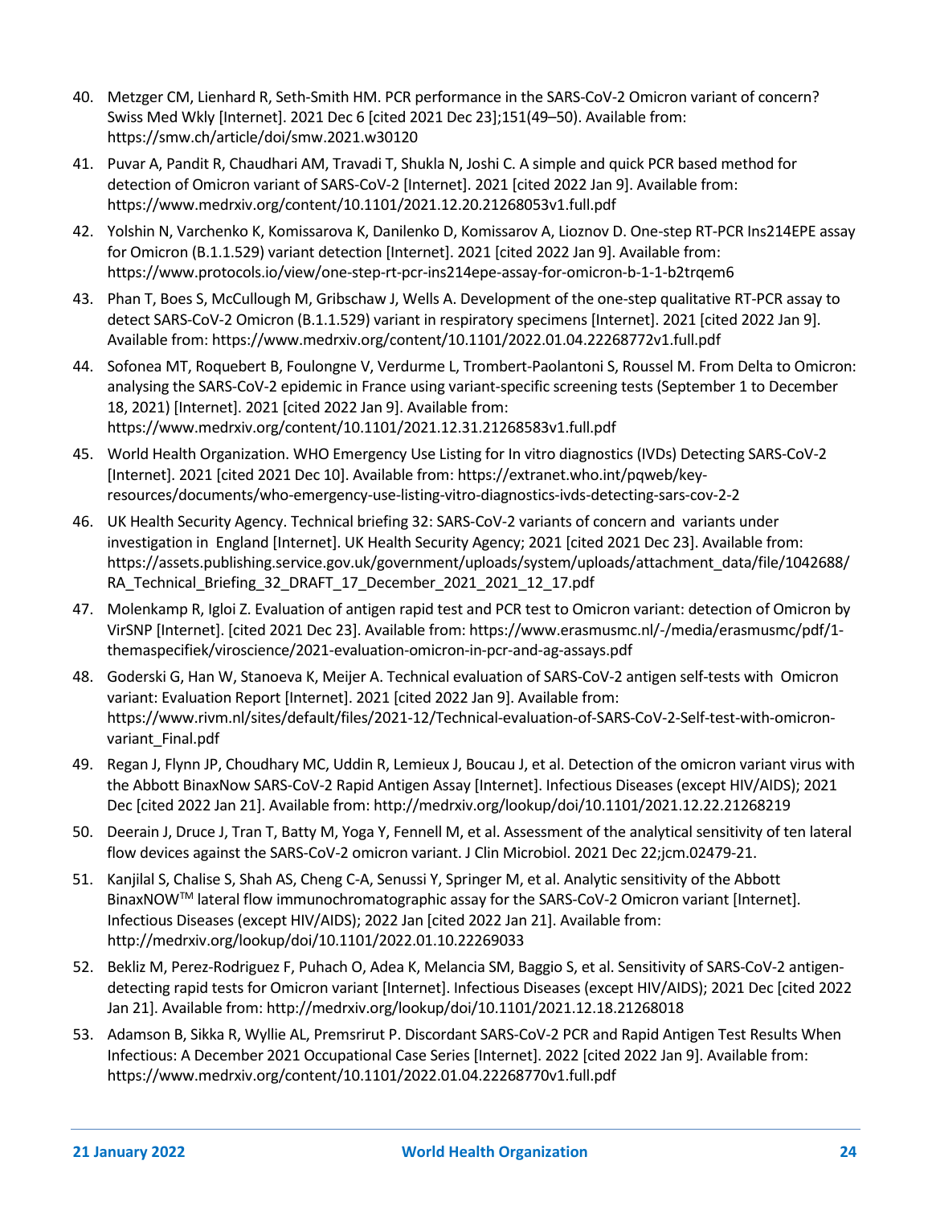40. Metzger CM, Lienhard R, Seth-Smith HM. PCR performance in the SARS-CoV-2 Omicron variant of concern? Swiss Med Wkly [Internet]. 2021 Dec 6 [cited 2021 Dec 23];151(49–50). Available from: https://smw.ch/article/doi/smw.2021.w30120
41. Puvar A, Pandit R, Chaudhari AM, Travadi T, Shukla N, Joshi C. A simple and quick PCR based method for detection of Omicron variant of SARS-CoV-2 [Internet]. 2021 [cited 2022 Jan 9]. Available from: https://www.medrxiv.org/content/10.1101/2021.12.20.21268053v1.full.pdf
42. Yolshin N, Varchenko K, Komissarova K, Danilenko D, Komissarov A, Lioznov D. One-step RT-PCR Ins214EPE assay for Omicron (B.1.1.529) variant detection [Internet]. 2021 [cited 2022 Jan 9]. Available from: https://www.protocols.io/view/one-step-rt-pcr-ins214epe-assay-for-omicron-b-1-1-b2trqem6
43. Phan T, Boes S, McCullough M, Gribschaw J, Wells A. Development of the one-step qualitative RT-PCR assay to detect SARS-CoV-2 Omicron (B.1.1.529) variant in respiratory specimens [Internet]. 2021 [cited 2022 Jan 9]. Available from: https://www.medrxiv.org/content/10.1101/2022.01.04.22268772v1.full.pdf
44. Sofonea MT, Roquebert B, Foulongne V, Verdurme L, Trombert-Paolantoni S, Roussel M. From Delta to Omicron: analysing the SARS-CoV-2 epidemic in France using variant-specific screening tests (September 1 to December 18, 2021) [Internet]. 2021 [cited 2022 Jan 9]. Available from: https://www.medrxiv.org/content/10.1101/2021.12.31.21268583v1.full.pdf
45. World Health Organization. WHO Emergency Use Listing for In vitro diagnostics (IVDs) Detecting SARS-CoV-2 [Internet]. 2021 [cited 2021 Dec 10]. Available from: https://extranet.who.int/pqweb/key-resources/documents/who-emergency-use-listing-vitro-diagnostics-ivds-detecting-sars-cov-2-2
46. UK Health Security Agency. Technical briefing 32: SARS-CoV-2 variants of concern and variants under investigation in England [Internet]. UK Health Security Agency; 2021 [cited 2021 Dec 23]. Available from: https://assets.publishing.service.gov.uk/government/uploads/system/uploads/attachment_data/file/1042688/RA_Technical_Briefing_32_DRAFT_17_December_2021_2021_12_17.pdf
47. Molenkamp R, Igloi Z. Evaluation of antigen rapid test and PCR test to Omicron variant: detection of Omicron by VirSNP [Internet]. [cited 2021 Dec 23]. Available from: https://www.erasmusmc.nl/-/media/erasmusmc/pdf/1-themaspecifiek/viroscience/2021-evaluation-omicron-in-pcr-and-ag-assays.pdf
48. Goderski G, Han W, Stanoeva K, Meijer A. Technical evaluation of SARS-CoV-2 antigen self-tests with Omicron variant: Evaluation Report [Internet]. 2021 [cited 2022 Jan 9]. Available from: https://www.rivm.nl/sites/default/files/2021-12/Technical-evaluation-of-SARS-CoV-2-Self-test-with-omicron-variant_Final.pdf
49. Regan J, Flynn JP, Choudhary MC, Uddin R, Lemieux J, Boucau J, et al. Detection of the omicron variant virus with the Abbott BinaxNow SARS-CoV-2 Rapid Antigen Assay [Internet]. Infectious Diseases (except HIV/AIDS); 2021 Dec [cited 2022 Jan 21]. Available from: http://medrxiv.org/lookup/doi/10.1101/2021.12.22.21268219
50. Deerain J, Druce J, Tran T, Batty M, Yoga Y, Fennell M, et al. Assessment of the analytical sensitivity of ten lateral flow devices against the SARS-CoV-2 omicron variant. J Clin Microbiol. 2021 Dec 22;jcm.02479-21.
51. Kanjilal S, Chalise S, Shah AS, Cheng C-A, Senussi Y, Springer M, et al. Analytic sensitivity of the Abbott BinaxNOW™ lateral flow immunochromatographic assay for the SARS-CoV-2 Omicron variant [Internet]. Infectious Diseases (except HIV/AIDS); 2022 Jan [cited 2022 Jan 21]. Available from: http://medrxiv.org/lookup/doi/10.1101/2022.01.10.22269033
52. Bekliz M, Perez-Rodriguez F, Puhach O, Adea K, Melancia SM, Baggio S, et al. Sensitivity of SARS-CoV-2 antigen-detecting rapid tests for Omicron variant [Internet]. Infectious Diseases (except HIV/AIDS); 2021 Dec [cited 2022 Jan 21]. Available from: http://medrxiv.org/lookup/doi/10.1101/2021.12.18.21268018
53. Adamson B, Sikka R, Wyllie AL, Premsrirut P. Discordant SARS-CoV-2 PCR and Rapid Antigen Test Results When Infectious: A December 2021 Occupational Case Series [Internet]. 2022 [cited 2022 Jan 9]. Available from: https://www.medrxiv.org/content/10.1101/2022.01.04.22268770v1.full.pdf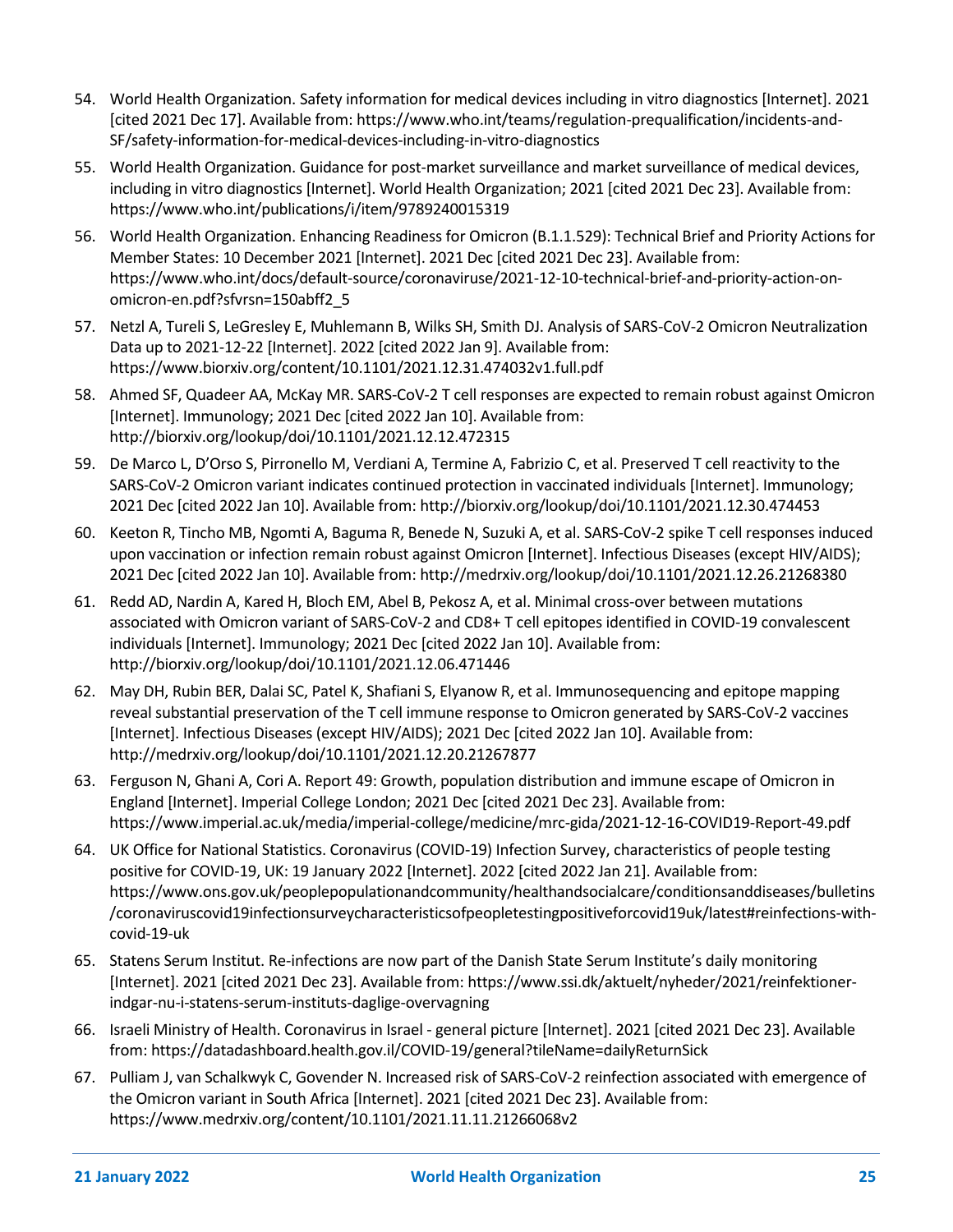54. World Health Organization. Safety information for medical devices including in vitro diagnostics [Internet]. 2021 [cited 2021 Dec 17]. Available from: https://www.who.int/teams/regulation-prequalification/incidents-and-SF/safety-information-for-medical-devices-including-in-vitro-diagnostics
55. World Health Organization. Guidance for post-market surveillance and market surveillance of medical devices, including in vitro diagnostics [Internet]. World Health Organization; 2021 [cited 2021 Dec 23]. Available from: https://www.who.int/publications/i/item/9789240015319
56. World Health Organization. Enhancing Readiness for Omicron (B.1.1.529): Technical Brief and Priority Actions for Member States: 10 December 2021 [Internet]. 2021 Dec [cited 2021 Dec 23]. Available from: https://www.who.int/docs/default-source/coronaviruse/2021-12-10-technical-brief-and-priority-action-on-omicron-en.pdf?sfvrsn=150abff2_5
57. Netzl A, Tureli S, LeGresley E, Muhlemann B, Wilks SH, Smith DJ. Analysis of SARS-CoV-2 Omicron Neutralization Data up to 2021-12-22 [Internet]. 2022 [cited 2022 Jan 9]. Available from: https://www.biorxiv.org/content/10.1101/2021.12.31.474032v1.full.pdf
58. Ahmed SF, Quadeer AA, McKay MR. SARS-CoV-2 T cell responses are expected to remain robust against Omicron [Internet]. Immunology; 2021 Dec [cited 2022 Jan 10]. Available from: http://biorxiv.org/lookup/doi/10.1101/2021.12.12.472315
59. De Marco L, D'Orso S, Pirronello M, Verdiani A, Termine A, Fabrizio C, et al. Preserved T cell reactivity to the SARS-CoV-2 Omicron variant indicates continued protection in vaccinated individuals [Internet]. Immunology; 2021 Dec [cited 2022 Jan 10]. Available from: http://biorxiv.org/lookup/doi/10.1101/2021.12.30.474453
60. Keeton R, Tincho MB, Ngomti A, Baguma R, Benede N, Suzuki A, et al. SARS-CoV-2 spike T cell responses induced upon vaccination or infection remain robust against Omicron [Internet]. Infectious Diseases (except HIV/AIDS); 2021 Dec [cited 2022 Jan 10]. Available from: http://medrxiv.org/lookup/doi/10.1101/2021.12.26.21268380
61. Redd AD, Nardin A, Kared H, Bloch EM, Abel B, Pekosz A, et al. Minimal cross-over between mutations associated with Omicron variant of SARS-CoV-2 and CD8+ T cell epitopes identified in COVID-19 convalescent individuals [Internet]. Immunology; 2021 Dec [cited 2022 Jan 10]. Available from: http://biorxiv.org/lookup/doi/10.1101/2021.12.06.471446
62. May DH, Rubin BER, Dalai SC, Patel K, Shafiani S, Elyanow R, et al. Immunosequencing and epitope mapping reveal substantial preservation of the T cell immune response to Omicron generated by SARS-CoV-2 vaccines [Internet]. Infectious Diseases (except HIV/AIDS); 2021 Dec [cited 2022 Jan 10]. Available from: http://medrxiv.org/lookup/doi/10.1101/2021.12.20.21267877
63. Ferguson N, Ghani A, Cori A. Report 49: Growth, population distribution and immune escape of Omicron in England [Internet]. Imperial College London; 2021 Dec [cited 2021 Dec 23]. Available from: https://www.imperial.ac.uk/media/imperial-college/medicine/mrc-gida/2021-12-16-COVID19-Report-49.pdf
64. UK Office for National Statistics. Coronavirus (COVID-19) Infection Survey, characteristics of people testing positive for COVID-19, UK: 19 January 2022 [Internet]. 2022 [cited 2022 Jan 21]. Available from: https://www.ons.gov.uk/peoplepopulationandcommunity/healthandsocialcare/conditionsanddiseases/bulletins/coronaviruscovid19infectionsurveycharacteristicsofpeopletestingpositiveforcovid19uk/latest#reinfections-with-covid-19-uk
65. Statens Serum Institut. Re-infections are now part of the Danish State Serum Institute's daily monitoring [Internet]. 2021 [cited 2021 Dec 23]. Available from: https://www.ssi.dk/aktuelt/nyheder/2021/reinfektioner-indgar-nu-i-statens-serum-instituts-daglige-overvagning
66. Israeli Ministry of Health. Coronavirus in Israel - general picture [Internet]. 2021 [cited 2021 Dec 23]. Available from: https://datadashboard.health.gov.il/COVID-19/general?tileName=dailyReturnSick
67. Pulliam J, van Schalkwyk C, Govender N. Increased risk of SARS-CoV-2 reinfection associated with emergence of the Omicron variant in South Africa [Internet]. 2021 [cited 2021 Dec 23]. Available from: https://www.medrxiv.org/content/10.1101/2021.11.11.21266068v2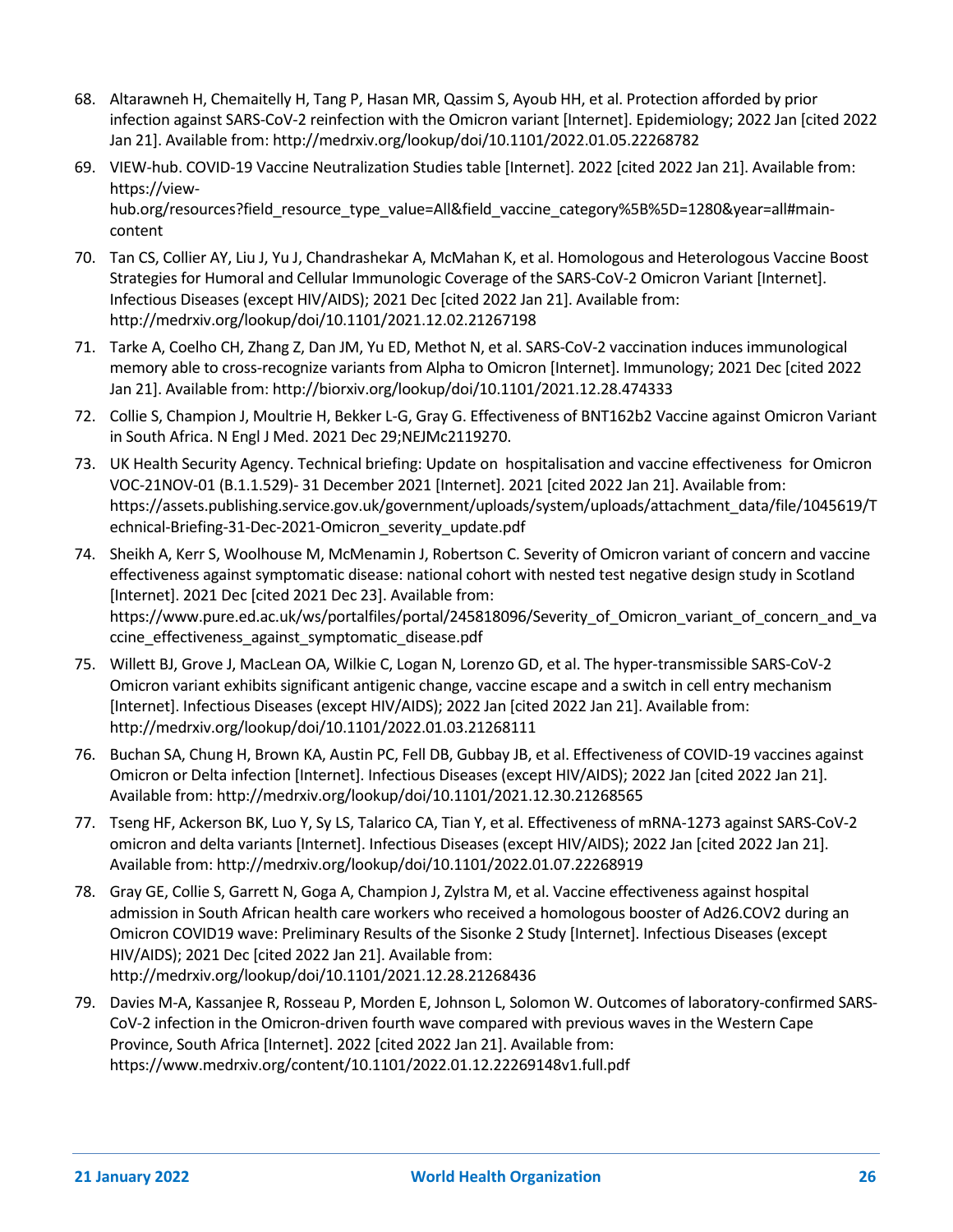68. Altarawneh H, Chemaitelly H, Tang P, Hasan MR, Qassim S, Ayoub HH, et al. Protection afforded by prior infection against SARS-CoV-2 reinfection with the Omicron variant [Internet]. Epidemiology; 2022 Jan [cited 2022 Jan 21]. Available from: http://medrxiv.org/lookup/doi/10.1101/2022.01.05.22268782
69. VIEW-hub. COVID-19 Vaccine Neutralization Studies table [Internet]. 2022 [cited 2022 Jan 21]. Available from: https://view-hub.org/resources?field_resource_type_value=All&field_vaccine_category%5B%5D=1280&year=all#main-content
70. Tan CS, Collier AY, Liu J, Yu J, Chandrashekar A, McMahan K, et al. Homologous and Heterologous Vaccine Boost Strategies for Humoral and Cellular Immunologic Coverage of the SARS-CoV-2 Omicron Variant [Internet]. Infectious Diseases (except HIV/AIDS); 2021 Dec [cited 2022 Jan 21]. Available from: http://medrxiv.org/lookup/doi/10.1101/2021.12.02.21267198
71. Tarke A, Coelho CH, Zhang Z, Dan JM, Yu ED, Methot N, et al. SARS-CoV-2 vaccination induces immunological memory able to cross-recognize variants from Alpha to Omicron [Internet]. Immunology; 2021 Dec [cited 2022 Jan 21]. Available from: http://biorxiv.org/lookup/doi/10.1101/2021.12.28.474333
72. Collie S, Champion J, Moultrie H, Bekker L-G, Gray G. Effectiveness of BNT162b2 Vaccine against Omicron Variant in South Africa. N Engl J Med. 2021 Dec 29;NEJMc2119270.
73. UK Health Security Agency. Technical briefing: Update on hospitalisation and vaccine effectiveness for Omicron VOC-21NOV-01 (B.1.1.529)- 31 December 2021 [Internet]. 2021 [cited 2022 Jan 21]. Available from: https://assets.publishing.service.gov.uk/government/uploads/system/uploads/attachment_data/file/1045619/Technical-Briefing-31-Dec-2021-Omicron_severity_update.pdf
74. Sheikh A, Kerr S, Woolhouse M, McMenamin J, Robertson C. Severity of Omicron variant of concern and vaccine effectiveness against symptomatic disease: national cohort with nested test negative design study in Scotland [Internet]. 2021 Dec [cited 2021 Dec 23]. Available from: https://www.pure.ed.ac.uk/ws/portalfiles/portal/245818096/Severity_of_Omicron_variant_of_concern_and_vaccine_effectiveness_against_symptomatic_disease.pdf
75. Willett BJ, Grove J, MacLean OA, Wilkie C, Logan N, Lorenzo GD, et al. The hyper-transmissible SARS-CoV-2 Omicron variant exhibits significant antigenic change, vaccine escape and a switch in cell entry mechanism [Internet]. Infectious Diseases (except HIV/AIDS); 2022 Jan [cited 2022 Jan 21]. Available from: http://medrxiv.org/lookup/doi/10.1101/2022.01.03.21268111
76. Buchan SA, Chung H, Brown KA, Austin PC, Fell DB, Gubbay JB, et al. Effectiveness of COVID-19 vaccines against Omicron or Delta infection [Internet]. Infectious Diseases (except HIV/AIDS); 2022 Jan [cited 2022 Jan 21]. Available from: http://medrxiv.org/lookup/doi/10.1101/2021.12.30.21268565
77. Tseng HF, Ackerson BK, Luo Y, Sy LS, Talarico CA, Tian Y, et al. Effectiveness of mRNA-1273 against SARS-CoV-2 omicron and delta variants [Internet]. Infectious Diseases (except HIV/AIDS); 2022 Jan [cited 2022 Jan 21]. Available from: http://medrxiv.org/lookup/doi/10.1101/2022.01.07.22268919
78. Gray GE, Collie S, Garrett N, Goga A, Champion J, Zylstra M, et al. Vaccine effectiveness against hospital admission in South African health care workers who received a homologous booster of Ad26.COV2 during an Omicron COVID19 wave: Preliminary Results of the Sisonke 2 Study [Internet]. Infectious Diseases (except HIV/AIDS); 2021 Dec [cited 2022 Jan 21]. Available from: http://medrxiv.org/lookup/doi/10.1101/2021.12.28.21268436
79. Davies M-A, Kassanjee R, Rosseau P, Morden E, Johnson L, Solomon W. Outcomes of laboratory-confirmed SARS-CoV-2 infection in the Omicron-driven fourth wave compared with previous waves in the Western Cape Province, South Africa [Internet]. 2022 [cited 2022 Jan 21]. Available from: https://www.medrxiv.org/content/10.1101/2022.01.12.22269148v1.full.pdf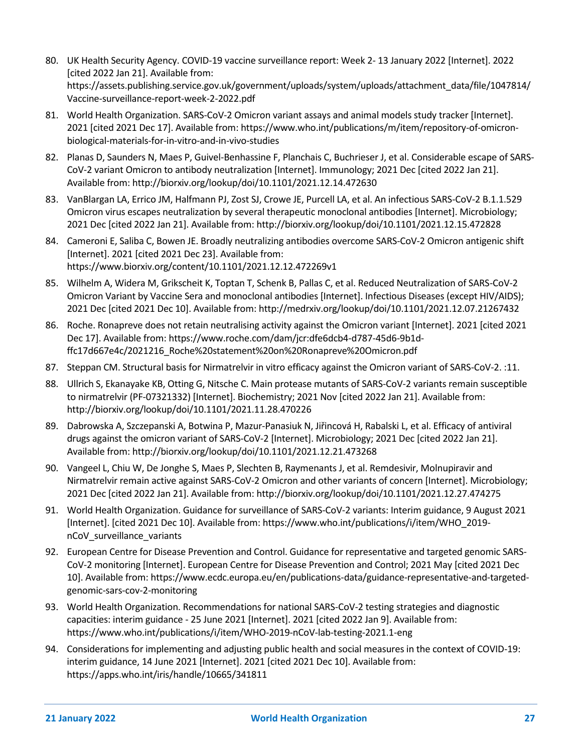80. UK Health Security Agency. COVID-19 vaccine surveillance report: Week 2- 13 January 2022 [Internet]. 2022 [cited 2022 Jan 21]. Available from: https://assets.publishing.service.gov.uk/government/uploads/system/uploads/attachment_data/file/1047814/Vaccine-surveillance-report-week-2-2022.pdf
81. World Health Organization. SARS-CoV-2 Omicron variant assays and animal models study tracker [Internet]. 2021 [cited 2021 Dec 17]. Available from: https://www.who.int/publications/m/item/repository-of-omicron-biological-materials-for-in-vitro-and-in-vivo-studies
82. Planas D, Saunders N, Maes P, Guivel-Benhassine F, Planchais C, Buchrieser J, et al. Considerable escape of SARS-CoV-2 variant Omicron to antibody neutralization [Internet]. Immunology; 2021 Dec [cited 2022 Jan 21]. Available from: http://biorxiv.org/lookup/doi/10.1101/2021.12.14.472630
83. VanBlargan LA, Errico JM, Halfmann PJ, Zost SJ, Crowe JE, Purcell LA, et al. An infectious SARS-CoV-2 B.1.1.529 Omicron virus escapes neutralization by several therapeutic monoclonal antibodies [Internet]. Microbiology; 2021 Dec [cited 2022 Jan 21]. Available from: http://biorxiv.org/lookup/doi/10.1101/2021.12.15.472828
84. Cameroni E, Saliba C, Bowen JE. Broadly neutralizing antibodies overcome SARS-CoV-2 Omicron antigenic shift [Internet]. 2021 [cited 2021 Dec 23]. Available from: https://www.biorxiv.org/content/10.1101/2021.12.12.472269v1
85. Wilhelm A, Widera M, Grikscheit K, Toptan T, Schenk B, Pallas C, et al. Reduced Neutralization of SARS-CoV-2 Omicron Variant by Vaccine Sera and monoclonal antibodies [Internet]. Infectious Diseases (except HIV/AIDS); 2021 Dec [cited 2021 Dec 10]. Available from: http://medrxiv.org/lookup/doi/10.1101/2021.12.07.21267432
86. Roche. Ronapreve does not retain neutralising activity against the Omicron variant [Internet]. 2021 [cited 2021 Dec 17]. Available from: https://www.roche.com/dam/jcr:dfe6dcb4-d787-45d6-9b1d-ffc17d667e4c/2021216_Roche%20statement%20on%20Ronapreve%20Omicron.pdf
87. Steppan CM. Structural basis for Nirmatrelvir in vitro efficacy against the Omicron variant of SARS-CoV-2. :11.
88. Ullrich S, Ekanayake KB, Otting G, Nitsche C. Main protease mutants of SARS-CoV-2 variants remain susceptible to nirmatrelvir (PF-07321332) [Internet]. Biochemistry; 2021 Nov [cited 2022 Jan 21]. Available from: http://biorxiv.org/lookup/doi/10.1101/2021.11.28.470226
89. Dabrowska A, Szczepanski A, Botwina P, Mazur-Panasiuk N, Jiřincová H, Rabalski L, et al. Efficacy of antiviral drugs against the omicron variant of SARS-CoV-2 [Internet]. Microbiology; 2021 Dec [cited 2022 Jan 21]. Available from: http://biorxiv.org/lookup/doi/10.1101/2021.12.21.473268
90. Vangeel L, Chiu W, De Jonghe S, Maes P, Slechten B, Raymenants J, et al. Remdesivir, Molnupiravir and Nirmatrelvir remain active against SARS-CoV-2 Omicron and other variants of concern [Internet]. Microbiology; 2021 Dec [cited 2022 Jan 21]. Available from: http://biorxiv.org/lookup/doi/10.1101/2021.12.27.474275
91. World Health Organization. Guidance for surveillance of SARS-CoV-2 variants: Interim guidance, 9 August 2021 [Internet]. [cited 2021 Dec 10]. Available from: https://www.who.int/publications/i/item/WHO_2019-nCoV_surveillance_variants
92. European Centre for Disease Prevention and Control. Guidance for representative and targeted genomic SARS-CoV-2 monitoring [Internet]. European Centre for Disease Prevention and Control; 2021 May [cited 2021 Dec 10]. Available from: https://www.ecdc.europa.eu/en/publications-data/guidance-representative-and-targeted-genomic-sars-cov-2-monitoring
93. World Health Organization. Recommendations for national SARS-CoV-2 testing strategies and diagnostic capacities: interim guidance - 25 June 2021 [Internet]. 2021 [cited 2022 Jan 9]. Available from: https://www.who.int/publications/i/item/WHO-2019-nCoV-lab-testing-2021.1-eng
94. Considerations for implementing and adjusting public health and social measures in the context of COVID-19: interim guidance, 14 June 2021 [Internet]. 2021 [cited 2021 Dec 10]. Available from: https://apps.who.int/iris/handle/10665/341811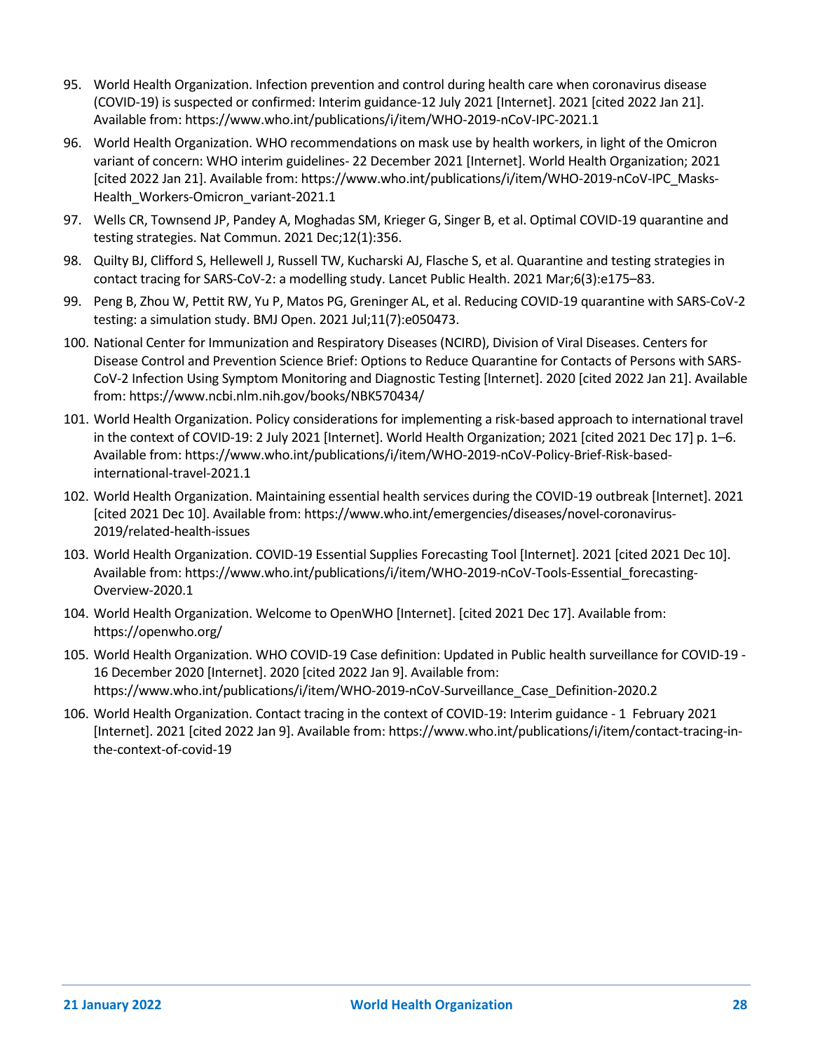95. World Health Organization. Infection prevention and control during health care when coronavirus disease (COVID-19) is suspected or confirmed: Interim guidance-12 July 2021 [Internet]. 2021 [cited 2022 Jan 21]. Available from: https://www.who.int/publications/i/item/WHO-2019-nCoV-IPC-2021.1

96. World Health Organization. WHO recommendations on mask use by health workers, in light of the Omicron variant of concern: WHO interim guidelines- 22 December 2021 [Internet]. World Health Organization; 2021 [cited 2022 Jan 21]. Available from: https://www.who.int/publications/i/item/WHO-2019-nCoV-IPC_Masks-Health_Workers-Omicron_variant-2021.1

97. Wells CR, Townsend JP, Pandey A, Moghadas SM, Krieger G, Singer B, et al. Optimal COVID-19 quarantine and testing strategies. Nat Commun. 2021 Dec;12(1):356.

98. Quilty BJ, Clifford S, Hellewell J, Russell TW, Kucharski AJ, Flasche S, et al. Quarantine and testing strategies in contact tracing for SARS-CoV-2: a modelling study. Lancet Public Health. 2021 Mar;6(3):e175–83.

99. Peng B, Zhou W, Pettit RW, Yu P, Matos PG, Greninger AL, et al. Reducing COVID-19 quarantine with SARS-CoV-2 testing: a simulation study. BMJ Open. 2021 Jul;11(7):e050473.

100. National Center for Immunization and Respiratory Diseases (NCIRD), Division of Viral Diseases. Centers for Disease Control and Prevention Science Brief: Options to Reduce Quarantine for Contacts of Persons with SARS-CoV-2 Infection Using Symptom Monitoring and Diagnostic Testing [Internet]. 2020 [cited 2022 Jan 21]. Available from: https://www.ncbi.nlm.nih.gov/books/NBK570434/

101. World Health Organization. Policy considerations for implementing a risk-based approach to international travel in the context of COVID-19: 2 July 2021 [Internet]. World Health Organization; 2021 [cited 2021 Dec 17] p. 1–6. Available from: https://www.who.int/publications/i/item/WHO-2019-nCoV-Policy-Brief-Risk-based-international-travel-2021.1

102. World Health Organization. Maintaining essential health services during the COVID-19 outbreak [Internet]. 2021 [cited 2021 Dec 10]. Available from: https://www.who.int/emergencies/diseases/novel-coronavirus-2019/related-health-issues

103. World Health Organization. COVID-19 Essential Supplies Forecasting Tool [Internet]. 2021 [cited 2021 Dec 10]. Available from: https://www.who.int/publications/i/item/WHO-2019-nCoV-Tools-Essential_forecasting-Overview-2020.1

104. World Health Organization. Welcome to OpenWHO [Internet]. [cited 2021 Dec 17]. Available from: https://openwho.org/

105. World Health Organization. WHO COVID-19 Case definition: Updated in Public health surveillance for COVID-19 - 16 December 2020 [Internet]. 2020 [cited 2022 Jan 9]. Available from: https://www.who.int/publications/i/item/WHO-2019-nCoV-Surveillance_Case_Definition-2020.2

106. World Health Organization. Contact tracing in the context of COVID-19: Interim guidance - 1 February 2021 [Internet]. 2021 [cited 2022 Jan 9]. Available from: https://www.who.int/publications/i/item/contact-tracing-in-the-context-of-covid-19